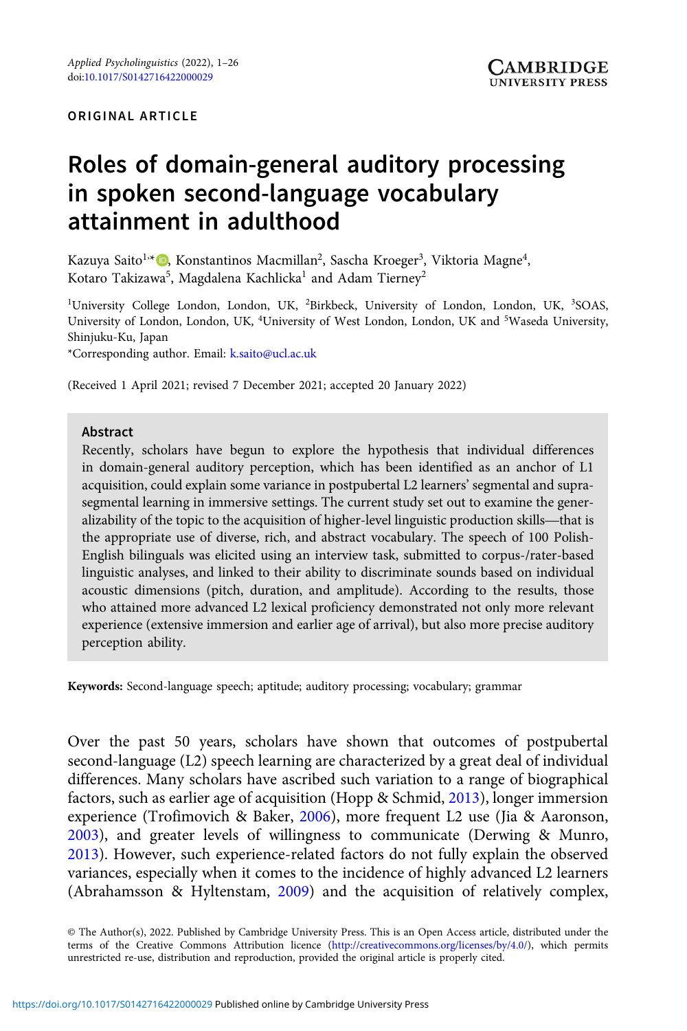ORIGINAL ARTICLE

# Roles of domain-general auditory processing in spoken second-language vocabulary attainment in adulthood

Kazuya Saito[1,*], Konstantinos Macmillan[2], Sascha Kroeger[3], Viktoria Magne[4], Kotaro Takizawa[5], Magdalena Kachlicka[1] and Adam Tierney[2]

[1]University College London, London, UK, [2]Birkbeck, University of London, London, UK, [3]SOAS, University of London, London, UK, [4]University of West London, London, UK and [5]Waseda University, Shinjuku-Ku, Japan

*Corresponding author. Email: k.saito@ucl.ac.uk

(Received 1 April 2021; revised 7 December 2021; accepted 20 January 2022)

## Abstract

Recently, scholars have begun to explore the hypothesis that individual differences in domain-general auditory perception, which has been identified as an anchor of L1 acquisition, could explain some variance in postpubertal L2 learners' segmental and suprasegmental learning in immersive settings. The current study set out to examine the generalizability of the topic to the acquisition of higher-level linguistic production skills—that is the appropriate use of diverse, rich, and abstract vocabulary. The speech of 100 Polish-English bilinguals was elicited using an interview task, submitted to corpus-/rater-based linguistic analyses, and linked to their ability to discriminate sounds based on individual acoustic dimensions (pitch, duration, and amplitude). According to the results, those who attained more advanced L2 lexical proficiency demonstrated not only more relevant experience (extensive immersion and earlier age of arrival), but also more precise auditory perception ability.

**Keywords:** Second-language speech; aptitude; auditory processing; vocabulary; grammar

Over the past 50 years, scholars have shown that outcomes of postpubertal second-language (L2) speech learning are characterized by a great deal of individual differences. Many scholars have ascribed such variation to a range of biographical factors, such as earlier age of acquisition (Hopp & Schmid, 2013), longer immersion experience (Trofimovich & Baker, 2006), more frequent L2 use (Jia & Aaronson, 2003), and greater levels of willingness to communicate (Derwing & Munro, 2013). However, such experience-related factors do not fully explain the observed variances, especially when it comes to the incidence of highly advanced L2 learners (Abrahamsson & Hyltenstam, 2009) and the acquisition of relatively complex,

© The Author(s), 2022. Published by Cambridge University Press. This is an Open Access article, distributed under the terms of the Creative Commons Attribution licence (http://creativecommons.org/licenses/by/4.0/), which permits unrestricted re-use, distribution and reproduction, provided the original article is properly cited.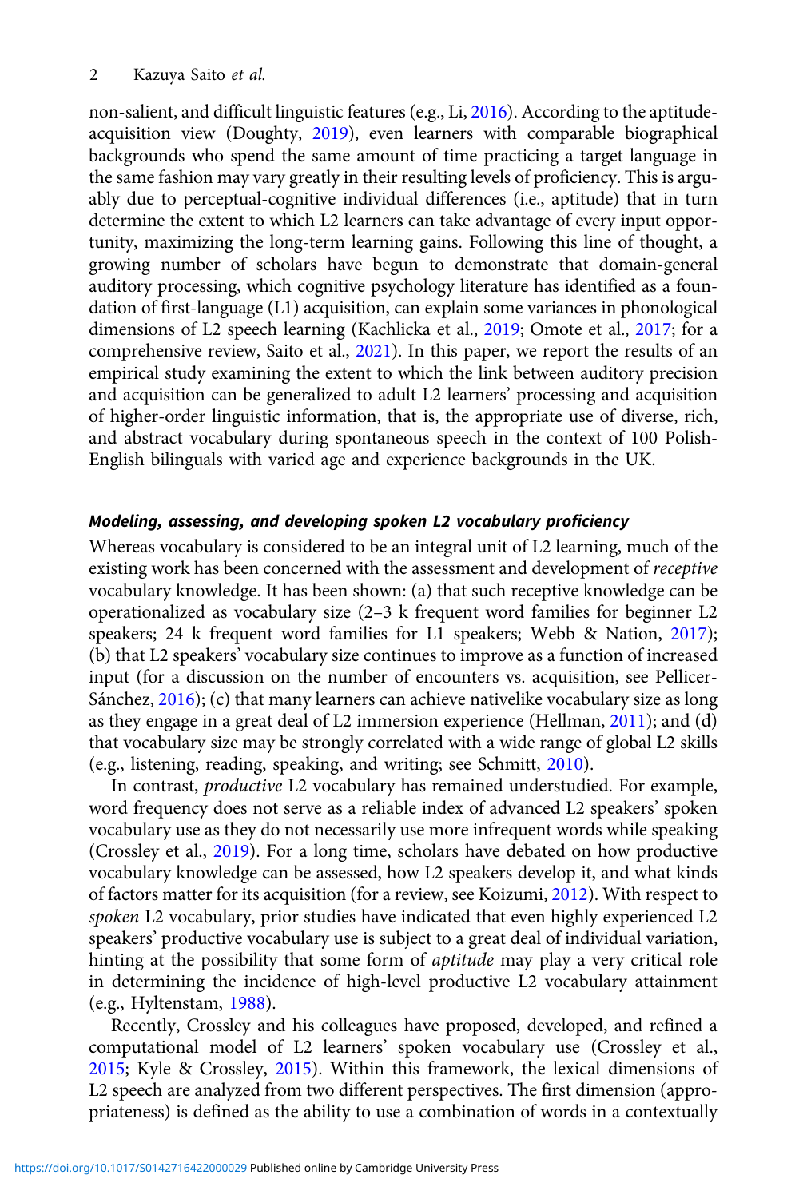non-salient, and difficult linguistic features (e.g., Li, 2016). According to the aptitude-acquisition view (Doughty, 2019), even learners with comparable biographical backgrounds who spend the same amount of time practicing a target language in the same fashion may vary greatly in their resulting levels of proficiency. This is arguably due to perceptual-cognitive individual differences (i.e., aptitude) that in turn determine the extent to which L2 learners can take advantage of every input opportunity, maximizing the long-term learning gains. Following this line of thought, a growing number of scholars have begun to demonstrate that domain-general auditory processing, which cognitive psychology literature has identified as a foundation of first-language (L1) acquisition, can explain some variances in phonological dimensions of L2 speech learning (Kachlicka et al., 2019; Omote et al., 2017; for a comprehensive review, Saito et al., 2021). In this paper, we report the results of an empirical study examining the extent to which the link between auditory precision and acquisition can be generalized to adult L2 learners' processing and acquisition of higher-order linguistic information, that is, the appropriate use of diverse, rich, and abstract vocabulary during spontaneous speech in the context of 100 Polish-English bilinguals with varied age and experience backgrounds in the UK.

### *Modeling, assessing, and developing spoken L2 vocabulary proficiency*

Whereas vocabulary is considered to be an integral unit of L2 learning, much of the existing work has been concerned with the assessment and development of *receptive* vocabulary knowledge. It has been shown: (a) that such receptive knowledge can be operationalized as vocabulary size (2–3 k frequent word families for beginner L2 speakers; 24 k frequent word families for L1 speakers; Webb & Nation, 2017); (b) that L2 speakers' vocabulary size continues to improve as a function of increased input (for a discussion on the number of encounters vs. acquisition, see Pellicer-Sánchez, 2016); (c) that many learners can achieve nativelike vocabulary size as long as they engage in a great deal of L2 immersion experience (Hellman, 2011); and (d) that vocabulary size may be strongly correlated with a wide range of global L2 skills (e.g., listening, reading, speaking, and writing; see Schmitt, 2010).

In contrast, *productive* L2 vocabulary has remained understudied. For example, word frequency does not serve as a reliable index of advanced L2 speakers' spoken vocabulary use as they do not necessarily use more infrequent words while speaking (Crossley et al., 2019). For a long time, scholars have debated on how productive vocabulary knowledge can be assessed, how L2 speakers develop it, and what kinds of factors matter for its acquisition (for a review, see Koizumi, 2012). With respect to *spoken* L2 vocabulary, prior studies have indicated that even highly experienced L2 speakers' productive vocabulary use is subject to a great deal of individual variation, hinting at the possibility that some form of *aptitude* may play a very critical role in determining the incidence of high-level productive L2 vocabulary attainment (e.g., Hyltenstam, 1988).

Recently, Crossley and his colleagues have proposed, developed, and refined a computational model of L2 learners' spoken vocabulary use (Crossley et al., 2015; Kyle & Crossley, 2015). Within this framework, the lexical dimensions of L2 speech are analyzed from two different perspectives. The first dimension (appropriateness) is defined as the ability to use a combination of words in a contextually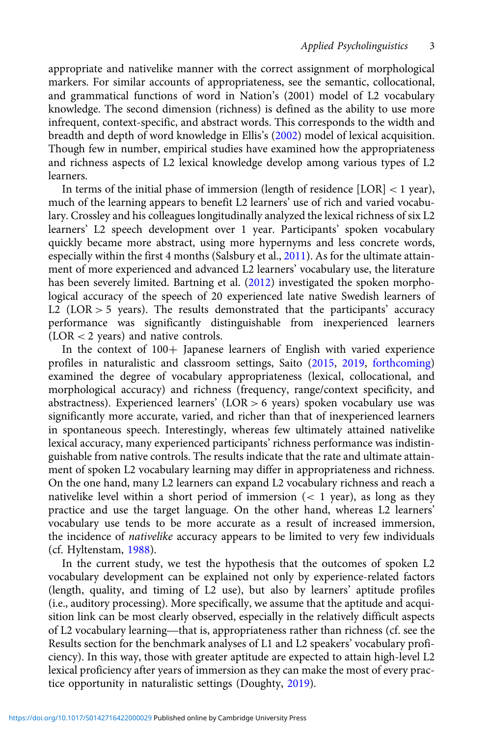appropriate and nativelike manner with the correct assignment of morphological markers. For similar accounts of appropriateness, see the semantic, collocational, and grammatical functions of word in Nation's (2001) model of L2 vocabulary knowledge. The second dimension (richness) is defined as the ability to use more infrequent, context-specific, and abstract words. This corresponds to the width and breadth and depth of word knowledge in Ellis's (2002) model of lexical acquisition. Though few in number, empirical studies have examined how the appropriateness and richness aspects of L2 lexical knowledge develop among various types of L2 learners.

In terms of the initial phase of immersion (length of residence [LOR] < 1 year), much of the learning appears to benefit L2 learners' use of rich and varied vocabulary. Crossley and his colleagues longitudinally analyzed the lexical richness of six L2 learners' L2 speech development over 1 year. Participants' spoken vocabulary quickly became more abstract, using more hypernyms and less concrete words, especially within the first 4 months (Salsbury et al., 2011). As for the ultimate attainment of more experienced and advanced L2 learners' vocabulary use, the literature has been severely limited. Bartning et al. (2012) investigated the spoken morphological accuracy of the speech of 20 experienced late native Swedish learners of L2 (LOR > 5 years). The results demonstrated that the participants' accuracy performance was significantly distinguishable from inexperienced learners (LOR < 2 years) and native controls.

In the context of 100+ Japanese learners of English with varied experience profiles in naturalistic and classroom settings, Saito (2015, 2019, forthcoming) examined the degree of vocabulary appropriateness (lexical, collocational, and morphological accuracy) and richness (frequency, range/context specificity, and abstractness). Experienced learners' (LOR > 6 years) spoken vocabulary use was significantly more accurate, varied, and richer than that of inexperienced learners in spontaneous speech. Interestingly, whereas few ultimately attained nativelike lexical accuracy, many experienced participants' richness performance was indistinguishable from native controls. The results indicate that the rate and ultimate attainment of spoken L2 vocabulary learning may differ in appropriateness and richness. On the one hand, many L2 learners can expand L2 vocabulary richness and reach a nativelike level within a short period of immersion (< 1 year), as long as they practice and use the target language. On the other hand, whereas L2 learners' vocabulary use tends to be more accurate as a result of increased immersion, the incidence of *nativelike* accuracy appears to be limited to very few individuals (cf. Hyltenstam, 1988).

In the current study, we test the hypothesis that the outcomes of spoken L2 vocabulary development can be explained not only by experience-related factors (length, quality, and timing of L2 use), but also by learners' aptitude profiles (i.e., auditory processing). More specifically, we assume that the aptitude and acquisition link can be most clearly observed, especially in the relatively difficult aspects of L2 vocabulary learning—that is, appropriateness rather than richness (cf. see the Results section for the benchmark analyses of L1 and L2 speakers' vocabulary proficiency). In this way, those with greater aptitude are expected to attain high-level L2 lexical proficiency after years of immersion as they can make the most of every practice opportunity in naturalistic settings (Doughty, 2019).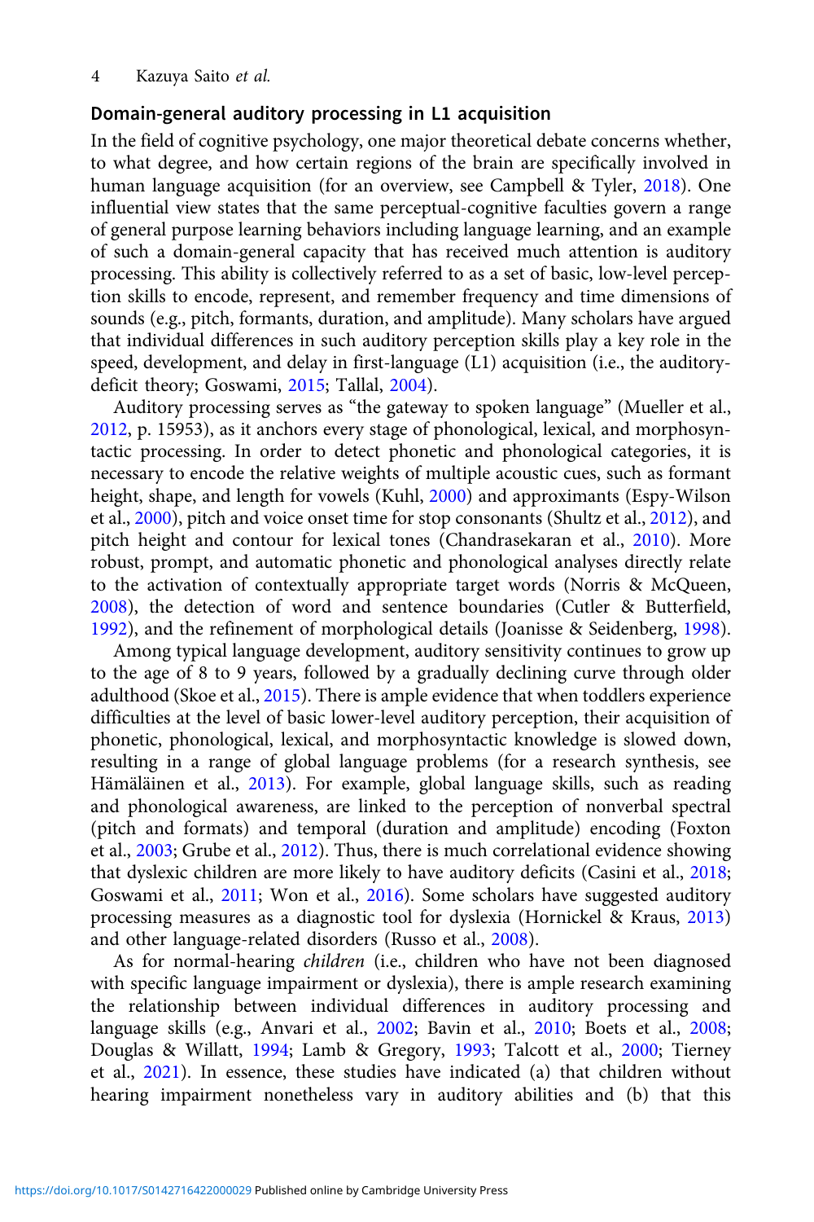## Domain-general auditory processing in L1 acquisition

In the field of cognitive psychology, one major theoretical debate concerns whether, to what degree, and how certain regions of the brain are specifically involved in human language acquisition (for an overview, see Campbell & Tyler, 2018). One influential view states that the same perceptual-cognitive faculties govern a range of general purpose learning behaviors including language learning, and an example of such a domain-general capacity that has received much attention is auditory processing. This ability is collectively referred to as a set of basic, low-level perception skills to encode, represent, and remember frequency and time dimensions of sounds (e.g., pitch, formants, duration, and amplitude). Many scholars have argued that individual differences in such auditory perception skills play a key role in the speed, development, and delay in first-language (L1) acquisition (i.e., the auditory-deficit theory; Goswami, 2015; Tallal, 2004).

Auditory processing serves as "the gateway to spoken language" (Mueller et al., 2012, p. 15953), as it anchors every stage of phonological, lexical, and morphosyntactic processing. In order to detect phonetic and phonological categories, it is necessary to encode the relative weights of multiple acoustic cues, such as formant height, shape, and length for vowels (Kuhl, 2000) and approximants (Espy-Wilson et al., 2000), pitch and voice onset time for stop consonants (Shultz et al., 2012), and pitch height and contour for lexical tones (Chandrasekaran et al., 2010). More robust, prompt, and automatic phonetic and phonological analyses directly relate to the activation of contextually appropriate target words (Norris & McQueen, 2008), the detection of word and sentence boundaries (Cutler & Butterfield, 1992), and the refinement of morphological details (Joanisse & Seidenberg, 1998).

Among typical language development, auditory sensitivity continues to grow up to the age of 8 to 9 years, followed by a gradually declining curve through older adulthood (Skoe et al., 2015). There is ample evidence that when toddlers experience difficulties at the level of basic lower-level auditory perception, their acquisition of phonetic, phonological, lexical, and morphosyntactic knowledge is slowed down, resulting in a range of global language problems (for a research synthesis, see Hämäläinen et al., 2013). For example, global language skills, such as reading and phonological awareness, are linked to the perception of nonverbal spectral (pitch and formats) and temporal (duration and amplitude) encoding (Foxton et al., 2003; Grube et al., 2012). Thus, there is much correlational evidence showing that dyslexic children are more likely to have auditory deficits (Casini et al., 2018; Goswami et al., 2011; Won et al., 2016). Some scholars have suggested auditory processing measures as a diagnostic tool for dyslexia (Hornickel & Kraus, 2013) and other language-related disorders (Russo et al., 2008).

As for normal-hearing *children* (i.e., children who have not been diagnosed with specific language impairment or dyslexia), there is ample research examining the relationship between individual differences in auditory processing and language skills (e.g., Anvari et al., 2002; Bavin et al., 2010; Boets et al., 2008; Douglas & Willatt, 1994; Lamb & Gregory, 1993; Talcott et al., 2000; Tierney et al., 2021). In essence, these studies have indicated (a) that children without hearing impairment nonetheless vary in auditory abilities and (b) that this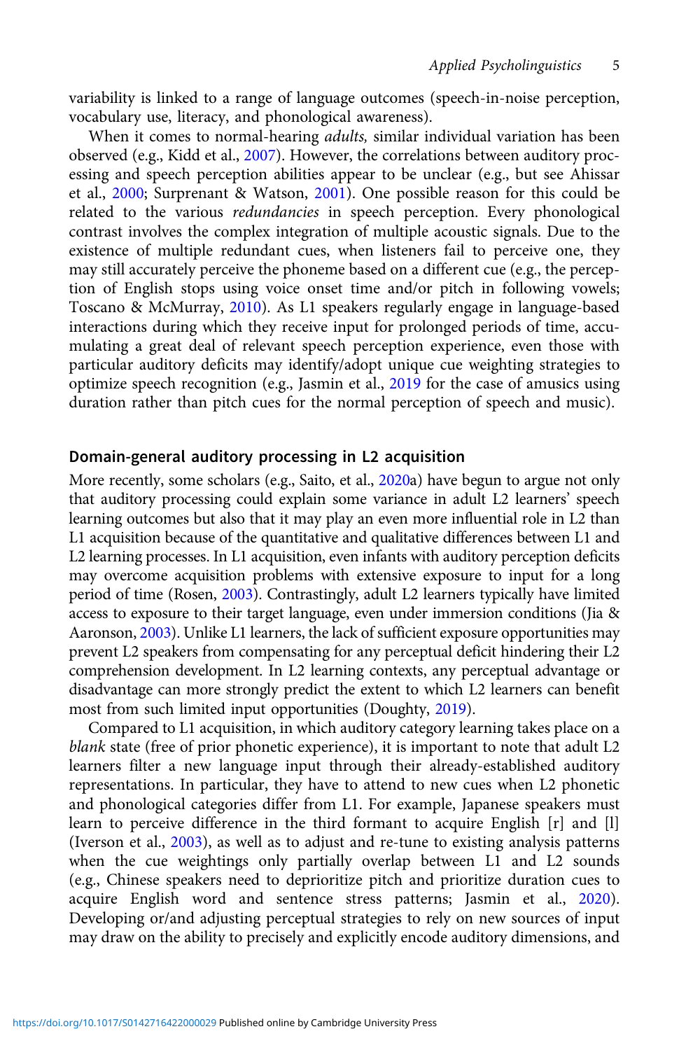variability is linked to a range of language outcomes (speech-in-noise perception, vocabulary use, literacy, and phonological awareness).

When it comes to normal-hearing *adults,* similar individual variation has been observed (e.g., Kidd et al., 2007). However, the correlations between auditory processing and speech perception abilities appear to be unclear (e.g., but see Ahissar et al., 2000; Surprenant & Watson, 2001). One possible reason for this could be related to the various *redundancies* in speech perception. Every phonological contrast involves the complex integration of multiple acoustic signals. Due to the existence of multiple redundant cues, when listeners fail to perceive one, they may still accurately perceive the phoneme based on a different cue (e.g., the perception of English stops using voice onset time and/or pitch in following vowels; Toscano & McMurray, 2010). As L1 speakers regularly engage in language-based interactions during which they receive input for prolonged periods of time, accumulating a great deal of relevant speech perception experience, even those with particular auditory deficits may identify/adopt unique cue weighting strategies to optimize speech recognition (e.g., Jasmin et al., 2019 for the case of amusics using duration rather than pitch cues for the normal perception of speech and music).

## Domain-general auditory processing in L2 acquisition

More recently, some scholars (e.g., Saito, et al., 2020a) have begun to argue not only that auditory processing could explain some variance in adult L2 learners' speech learning outcomes but also that it may play an even more influential role in L2 than L1 acquisition because of the quantitative and qualitative differences between L1 and L2 learning processes. In L1 acquisition, even infants with auditory perception deficits may overcome acquisition problems with extensive exposure to input for a long period of time (Rosen, 2003). Contrastingly, adult L2 learners typically have limited access to exposure to their target language, even under immersion conditions (Jia & Aaronson, 2003). Unlike L1 learners, the lack of sufficient exposure opportunities may prevent L2 speakers from compensating for any perceptual deficit hindering their L2 comprehension development. In L2 learning contexts, any perceptual advantage or disadvantage can more strongly predict the extent to which L2 learners can benefit most from such limited input opportunities (Doughty, 2019).

Compared to L1 acquisition, in which auditory category learning takes place on a *blank* state (free of prior phonetic experience), it is important to note that adult L2 learners filter a new language input through their already-established auditory representations. In particular, they have to attend to new cues when L2 phonetic and phonological categories differ from L1. For example, Japanese speakers must learn to perceive difference in the third formant to acquire English [r] and [l] (Iverson et al., 2003), as well as to adjust and re-tune to existing analysis patterns when the cue weightings only partially overlap between L1 and L2 sounds (e.g., Chinese speakers need to deprioritize pitch and prioritize duration cues to acquire English word and sentence stress patterns; Jasmin et al., 2020). Developing or/and adjusting perceptual strategies to rely on new sources of input may draw on the ability to precisely and explicitly encode auditory dimensions, and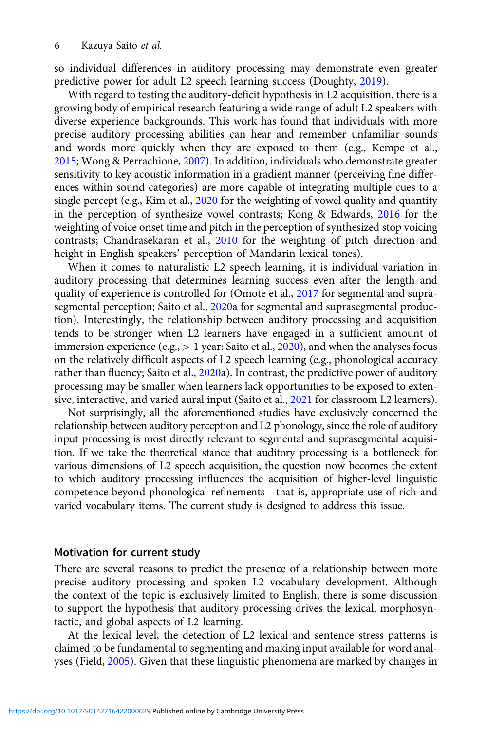so individual differences in auditory processing may demonstrate even greater predictive power for adult L2 speech learning success (Doughty, 2019).

With regard to testing the auditory-deficit hypothesis in L2 acquisition, there is a growing body of empirical research featuring a wide range of adult L2 speakers with diverse experience backgrounds. This work has found that individuals with more precise auditory processing abilities can hear and remember unfamiliar sounds and words more quickly when they are exposed to them (e.g., Kempe et al., 2015; Wong & Perrachione, 2007). In addition, individuals who demonstrate greater sensitivity to key acoustic information in a gradient manner (perceiving fine differences within sound categories) are more capable of integrating multiple cues to a single percept (e.g., Kim et al., 2020 for the weighting of vowel quality and quantity in the perception of synthesize vowel contrasts; Kong & Edwards, 2016 for the weighting of voice onset time and pitch in the perception of synthesized stop voicing contrasts; Chandrasekaran et al., 2010 for the weighting of pitch direction and height in English speakers' perception of Mandarin lexical tones).

When it comes to naturalistic L2 speech learning, it is individual variation in auditory processing that determines learning success even after the length and quality of experience is controlled for (Omote et al., 2017 for segmental and suprasegmental perception; Saito et al., 2020a for segmental and suprasegmental production). Interestingly, the relationship between auditory processing and acquisition tends to be stronger when L2 learners have engaged in a sufficient amount of immersion experience (e.g., > 1 year: Saito et al., 2020), and when the analyses focus on the relatively difficult aspects of L2 speech learning (e.g., phonological accuracy rather than fluency; Saito et al., 2020a). In contrast, the predictive power of auditory processing may be smaller when learners lack opportunities to be exposed to extensive, interactive, and varied aural input (Saito et al., 2021 for classroom L2 learners).

Not surprisingly, all the aforementioned studies have exclusively concerned the relationship between auditory perception and L2 phonology, since the role of auditory input processing is most directly relevant to segmental and suprasegmental acquisition. If we take the theoretical stance that auditory processing is a bottleneck for various dimensions of L2 speech acquisition, the question now becomes the extent to which auditory processing influences the acquisition of higher-level linguistic competence beyond phonological refinements—that is, appropriate use of rich and varied vocabulary items. The current study is designed to address this issue.

## Motivation for current study

There are several reasons to predict the presence of a relationship between more precise auditory processing and spoken L2 vocabulary development. Although the context of the topic is exclusively limited to English, there is some discussion to support the hypothesis that auditory processing drives the lexical, morphosyntactic, and global aspects of L2 learning.

At the lexical level, the detection of L2 lexical and sentence stress patterns is claimed to be fundamental to segmenting and making input available for word analyses (Field, 2005). Given that these linguistic phenomena are marked by changes in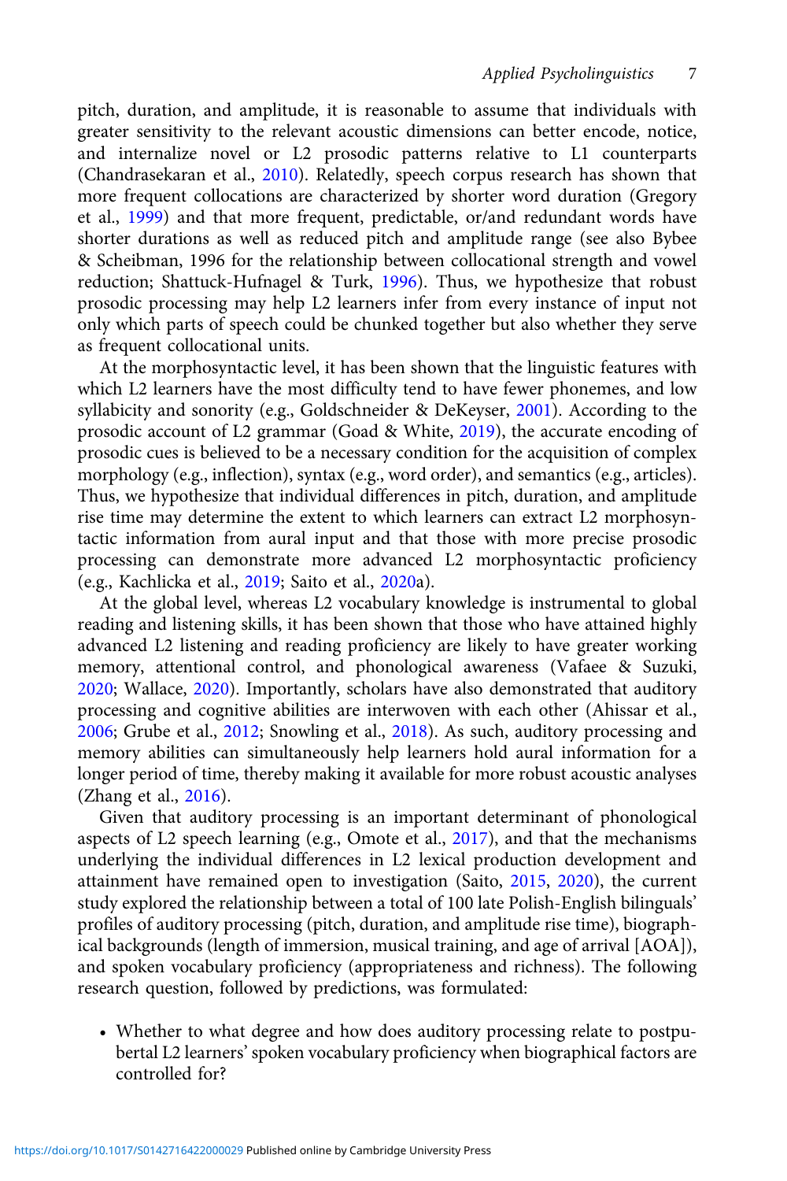pitch, duration, and amplitude, it is reasonable to assume that individuals with greater sensitivity to the relevant acoustic dimensions can better encode, notice, and internalize novel or L2 prosodic patterns relative to L1 counterparts (Chandrasekaran et al., 2010). Relatedly, speech corpus research has shown that more frequent collocations are characterized by shorter word duration (Gregory et al., 1999) and that more frequent, predictable, or/and redundant words have shorter durations as well as reduced pitch and amplitude range (see also Bybee & Scheibman, 1996 for the relationship between collocational strength and vowel reduction; Shattuck-Hufnagel & Turk, 1996). Thus, we hypothesize that robust prosodic processing may help L2 learners infer from every instance of input not only which parts of speech could be chunked together but also whether they serve as frequent collocational units.

At the morphosyntactic level, it has been shown that the linguistic features with which L2 learners have the most difficulty tend to have fewer phonemes, and low syllabicity and sonority (e.g., Goldschneider & DeKeyser, 2001). According to the prosodic account of L2 grammar (Goad & White, 2019), the accurate encoding of prosodic cues is believed to be a necessary condition for the acquisition of complex morphology (e.g., inflection), syntax (e.g., word order), and semantics (e.g., articles). Thus, we hypothesize that individual differences in pitch, duration, and amplitude rise time may determine the extent to which learners can extract L2 morphosyntactic information from aural input and that those with more precise prosodic processing can demonstrate more advanced L2 morphosyntactic proficiency (e.g., Kachlicka et al., 2019; Saito et al., 2020a).

At the global level, whereas L2 vocabulary knowledge is instrumental to global reading and listening skills, it has been shown that those who have attained highly advanced L2 listening and reading proficiency are likely to have greater working memory, attentional control, and phonological awareness (Vafaee & Suzuki, 2020; Wallace, 2020). Importantly, scholars have also demonstrated that auditory processing and cognitive abilities are interwoven with each other (Ahissar et al., 2006; Grube et al., 2012; Snowling et al., 2018). As such, auditory processing and memory abilities can simultaneously help learners hold aural information for a longer period of time, thereby making it available for more robust acoustic analyses (Zhang et al., 2016).

Given that auditory processing is an important determinant of phonological aspects of L2 speech learning (e.g., Omote et al., 2017), and that the mechanisms underlying the individual differences in L2 lexical production development and attainment have remained open to investigation (Saito, 2015, 2020), the current study explored the relationship between a total of 100 late Polish-English bilinguals' profiles of auditory processing (pitch, duration, and amplitude rise time), biographical backgrounds (length of immersion, musical training, and age of arrival [AOA]), and spoken vocabulary proficiency (appropriateness and richness). The following research question, followed by predictions, was formulated:

- Whether to what degree and how does auditory processing relate to postpubertal L2 learners' spoken vocabulary proficiency when biographical factors are controlled for?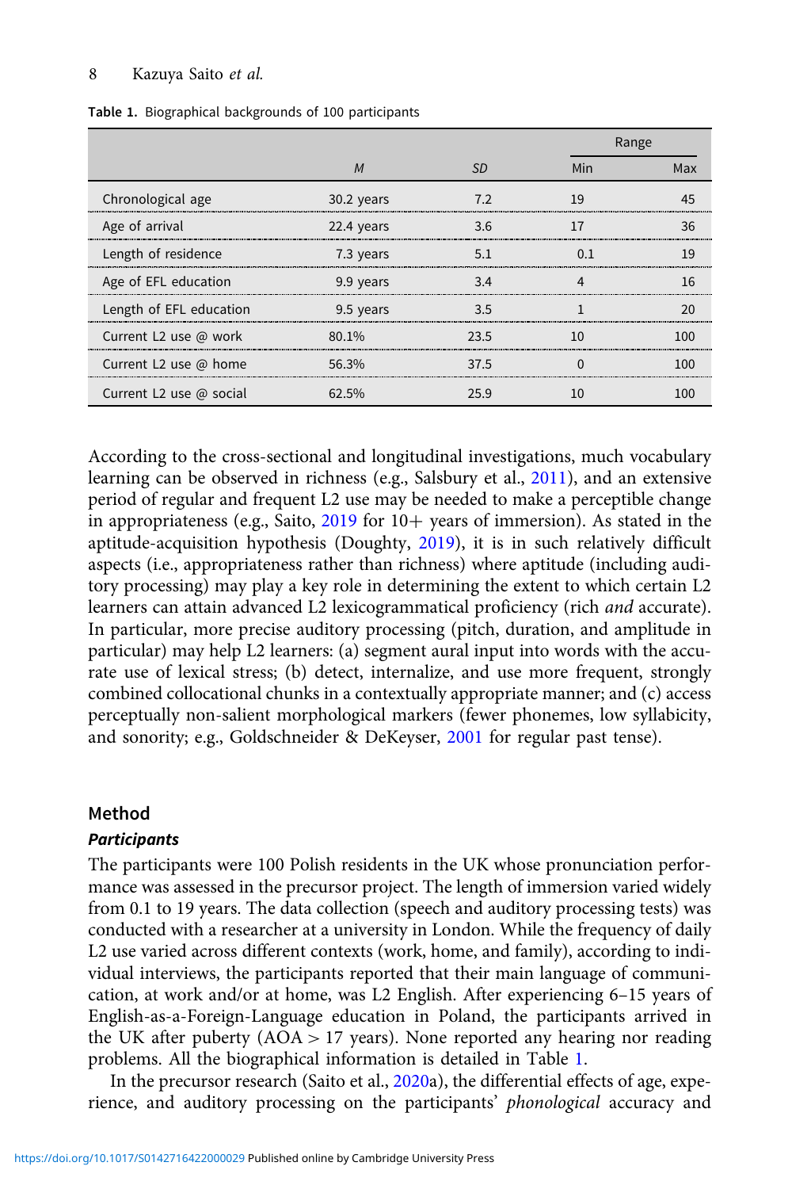Table 1. Biographical backgrounds of 100 participants

| | *M* | *SD* | Range | |
|---|---|---|---|---|
| | | | Min | Max |
| Chronological age | 30.2 years | 7.2 | 19 | 45 |
| Age of arrival | 22.4 years | 3.6 | 17 | 36 |
| Length of residence | 7.3 years | 5.1 | 0.1 | 19 |
| Age of EFL education | 9.9 years | 3.4 | 4 | 16 |
| Length of EFL education | 9.5 years | 3.5 | 1 | 20 |
| Current L2 use @ work | 80.1% | 23.5 | 10 | 100 |
| Current L2 use @ home | 56.3% | 37.5 | 0 | 100 |
| Current L2 use @ social | 62.5% | 25.9 | 10 | 100 |

According to the cross-sectional and longitudinal investigations, much vocabulary learning can be observed in richness (e.g., Salsbury et al., 2011), and an extensive period of regular and frequent L2 use may be needed to make a perceptible change in appropriateness (e.g., Saito, 2019 for 10+ years of immersion). As stated in the aptitude-acquisition hypothesis (Doughty, 2019), it is in such relatively difficult aspects (i.e., appropriateness rather than richness) where aptitude (including auditory processing) may play a key role in determining the extent to which certain L2 learners can attain advanced L2 lexicogrammatical proficiency (rich *and* accurate). In particular, more precise auditory processing (pitch, duration, and amplitude in particular) may help L2 learners: (a) segment aural input into words with the accurate use of lexical stress; (b) detect, internalize, and use more frequent, strongly combined collocational chunks in a contextually appropriate manner; and (c) access perceptually non-salient morphological markers (fewer phonemes, low syllabicity, and sonority; e.g., Goldschneider & DeKeyser, 2001 for regular past tense).

## Method

### *Participants*

The participants were 100 Polish residents in the UK whose pronunciation performance was assessed in the precursor project. The length of immersion varied widely from 0.1 to 19 years. The data collection (speech and auditory processing tests) was conducted with a researcher at a university in London. While the frequency of daily L2 use varied across different contexts (work, home, and family), according to individual interviews, the participants reported that their main language of communication, at work and/or at home, was L2 English. After experiencing 6–15 years of English-as-a-Foreign-Language education in Poland, the participants arrived in the UK after puberty (AOA > 17 years). None reported any hearing nor reading problems. All the biographical information is detailed in Table 1.

In the precursor research (Saito et al., 2020a), the differential effects of age, experience, and auditory processing on the participants' *phonological* accuracy and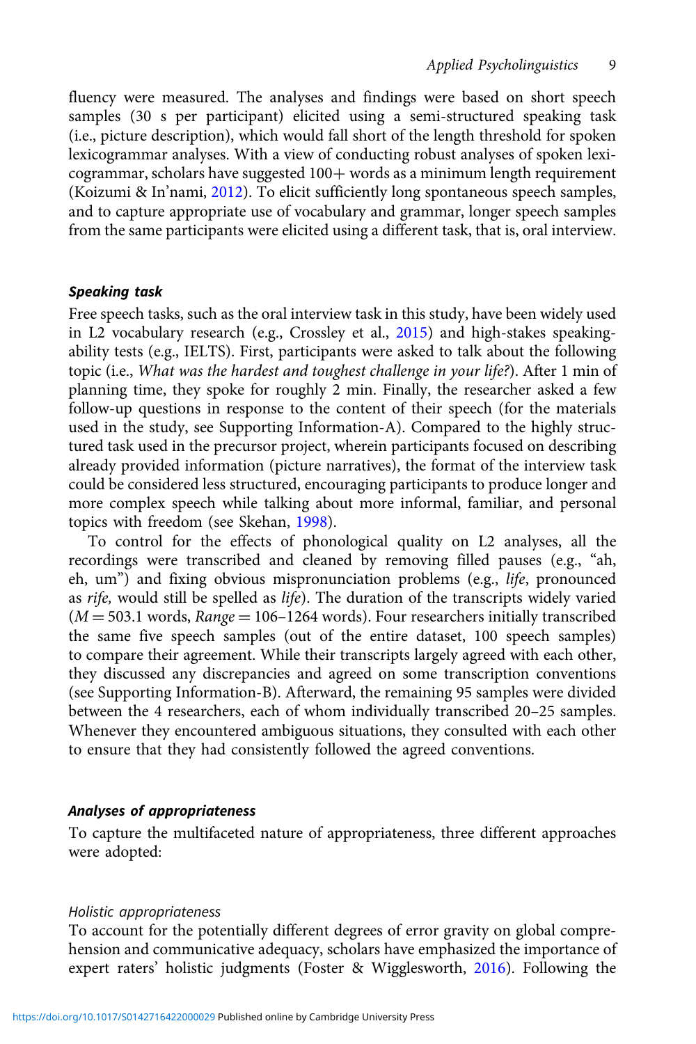fluency were measured. The analyses and findings were based on short speech samples (30 s per participant) elicited using a semi-structured speaking task (i.e., picture description), which would fall short of the length threshold for spoken lexicogrammar analyses. With a view of conducting robust analyses of spoken lexicogrammar, scholars have suggested 100+ words as a minimum length requirement (Koizumi & In'nami, 2012). To elicit sufficiently long spontaneous speech samples, and to capture appropriate use of vocabulary and grammar, longer speech samples from the same participants were elicited using a different task, that is, oral interview.

### Speaking task

Free speech tasks, such as the oral interview task in this study, have been widely used in L2 vocabulary research (e.g., Crossley et al., 2015) and high-stakes speaking-ability tests (e.g., IELTS). First, participants were asked to talk about the following topic (i.e., *What was the hardest and toughest challenge in your life?*). After 1 min of planning time, they spoke for roughly 2 min. Finally, the researcher asked a few follow-up questions in response to the content of their speech (for the materials used in the study, see Supporting Information-A). Compared to the highly structured task used in the precursor project, wherein participants focused on describing already provided information (picture narratives), the format of the interview task could be considered less structured, encouraging participants to produce longer and more complex speech while talking about more informal, familiar, and personal topics with freedom (see Skehan, 1998).

To control for the effects of phonological quality on L2 analyses, all the recordings were transcribed and cleaned by removing filled pauses (e.g., "ah, eh, um") and fixing obvious mispronunciation problems (e.g., *life*, pronounced as *rife,* would still be spelled as *life*). The duration of the transcripts widely varied ($M = 503.1$ words, $Range = 106–1264$ words). Four researchers initially transcribed the same five speech samples (out of the entire dataset, 100 speech samples) to compare their agreement. While their transcripts largely agreed with each other, they discussed any discrepancies and agreed on some transcription conventions (see Supporting Information-B). Afterward, the remaining 95 samples were divided between the 4 researchers, each of whom individually transcribed 20–25 samples. Whenever they encountered ambiguous situations, they consulted with each other to ensure that they had consistently followed the agreed conventions.

### Analyses of appropriateness

To capture the multifaceted nature of appropriateness, three different approaches were adopted:

#### Holistic appropriateness

To account for the potentially different degrees of error gravity on global comprehension and communicative adequacy, scholars have emphasized the importance of expert raters' holistic judgments (Foster & Wigglesworth, 2016). Following the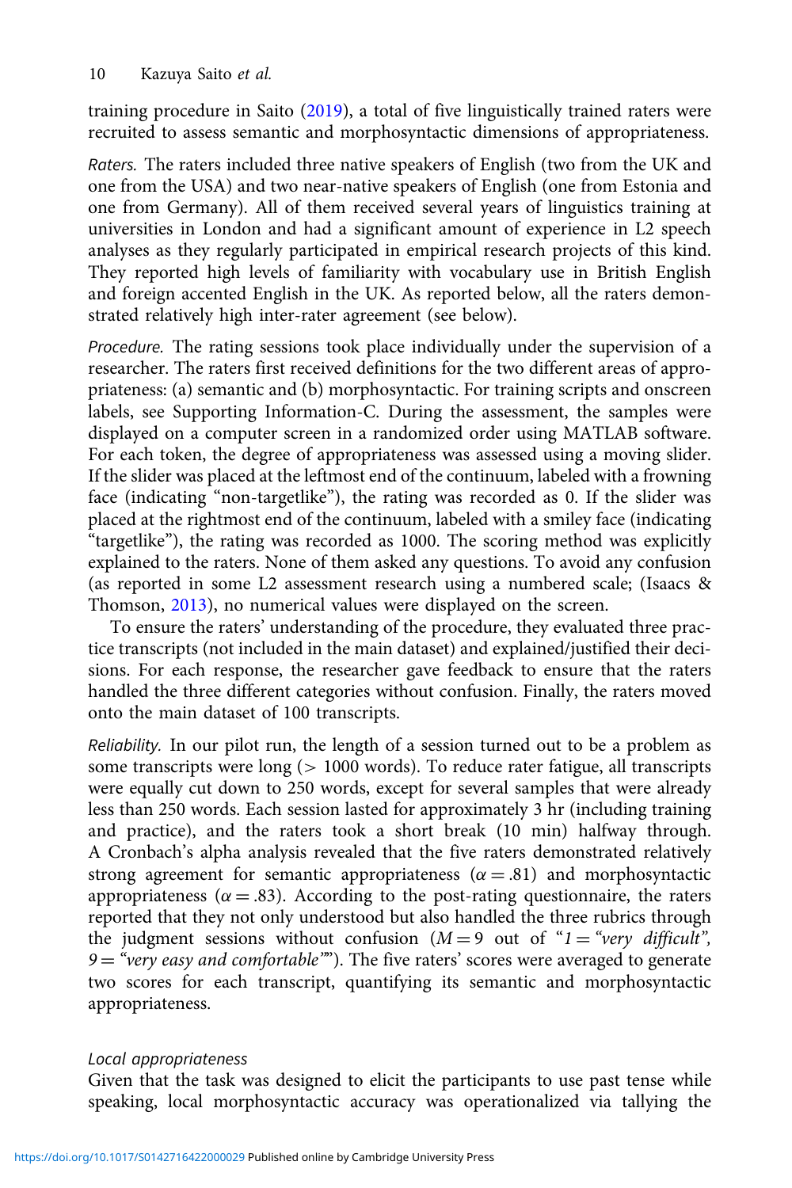training procedure in Saito (2019), a total of five linguistically trained raters were recruited to assess semantic and morphosyntactic dimensions of appropriateness.

*Raters.* The raters included three native speakers of English (two from the UK and one from the USA) and two near-native speakers of English (one from Estonia and one from Germany). All of them received several years of linguistics training at universities in London and had a significant amount of experience in L2 speech analyses as they regularly participated in empirical research projects of this kind. They reported high levels of familiarity with vocabulary use in British English and foreign accented English in the UK. As reported below, all the raters demonstrated relatively high inter-rater agreement (see below).

*Procedure.* The rating sessions took place individually under the supervision of a researcher. The raters first received definitions for the two different areas of appropriateness: (a) semantic and (b) morphosyntactic. For training scripts and onscreen labels, see Supporting Information-C. During the assessment, the samples were displayed on a computer screen in a randomized order using MATLAB software. For each token, the degree of appropriateness was assessed using a moving slider. If the slider was placed at the leftmost end of the continuum, labeled with a frowning face (indicating "non-targetlike"), the rating was recorded as 0. If the slider was placed at the rightmost end of the continuum, labeled with a smiley face (indicating "targetlike"), the rating was recorded as 1000. The scoring method was explicitly explained to the raters. None of them asked any questions. To avoid any confusion (as reported in some L2 assessment research using a numbered scale; (Isaacs & Thomson, 2013), no numerical values were displayed on the screen.

To ensure the raters' understanding of the procedure, they evaluated three practice transcripts (not included in the main dataset) and explained/justified their decisions. For each response, the researcher gave feedback to ensure that the raters handled the three different categories without confusion. Finally, the raters moved onto the main dataset of 100 transcripts.

*Reliability.* In our pilot run, the length of a session turned out to be a problem as some transcripts were long (> 1000 words). To reduce rater fatigue, all transcripts were equally cut down to 250 words, except for several samples that were already less than 250 words. Each session lasted for approximately 3 hr (including training and practice), and the raters took a short break (10 min) halfway through. A Cronbach's alpha analysis revealed that the five raters demonstrated relatively strong agreement for semantic appropriateness ($\alpha = .81$) and morphosyntactic appropriateness ($\alpha = .83$). According to the post-rating questionnaire, the raters reported that they not only understood but also handled the three rubrics through the judgment sessions without confusion ($M = 9$ out of "*1* = "*very difficult*", *9* = "*very easy and comfortable*""). The five raters' scores were averaged to generate two scores for each transcript, quantifying its semantic and morphosyntactic appropriateness.

### *Local appropriateness*

Given that the task was designed to elicit the participants to use past tense while speaking, local morphosyntactic accuracy was operationalized via tallying the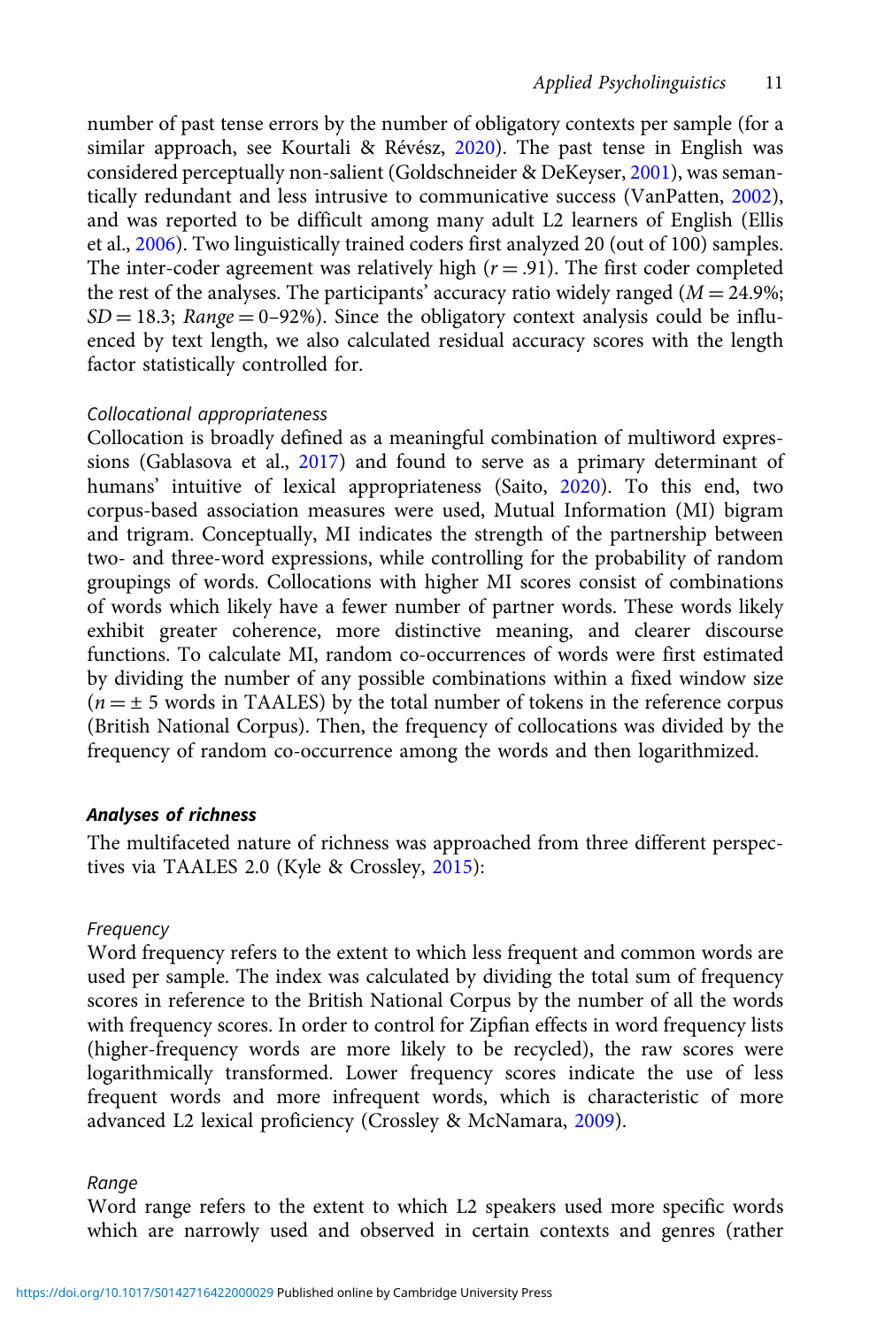number of past tense errors by the number of obligatory contexts per sample (for a similar approach, see Kourtali & Révész, 2020). The past tense in English was considered perceptually non-salient (Goldschneider & DeKeyser, 2001), was semantically redundant and less intrusive to communicative success (VanPatten, 2002), and was reported to be difficult among many adult L2 learners of English (Ellis et al., 2006). Two linguistically trained coders first analyzed 20 (out of 100) samples. The inter-coder agreement was relatively high ($r = .91$). The first coder completed the rest of the analyses. The participants' accuracy ratio widely ranged ($M = 24.9\%$; $SD = 18.3$; $Range = 0–92\%$). Since the obligatory context analysis could be influenced by text length, we also calculated residual accuracy scores with the length factor statistically controlled for.

*Collocational appropriateness*

Collocation is broadly defined as a meaningful combination of multiword expressions (Gablasova et al., 2017) and found to serve as a primary determinant of humans' intuitive of lexical appropriateness (Saito, 2020). To this end, two corpus-based association measures were used, Mutual Information (MI) bigram and trigram. Conceptually, MI indicates the strength of the partnership between two- and three-word expressions, while controlling for the probability of random groupings of words. Collocations with higher MI scores consist of combinations of words which likely have a fewer number of partner words. These words likely exhibit greater coherence, more distinctive meaning, and clearer discourse functions. To calculate MI, random co-occurrences of words were first estimated by dividing the number of any possible combinations within a fixed window size ($n = \pm 5$ words in TAALES) by the total number of tokens in the reference corpus (British National Corpus). Then, the frequency of collocations was divided by the frequency of random co-occurrence among the words and then logarithmized.

### *Analyses of richness*

The multifaceted nature of richness was approached from three different perspectives via TAALES 2.0 (Kyle & Crossley, 2015):

*Frequency*

Word frequency refers to the extent to which less frequent and common words are used per sample. The index was calculated by dividing the total sum of frequency scores in reference to the British National Corpus by the number of all the words with frequency scores. In order to control for Zipfian effects in word frequency lists (higher-frequency words are more likely to be recycled), the raw scores were logarithmically transformed. Lower frequency scores indicate the use of less frequent words and more infrequent words, which is characteristic of more advanced L2 lexical proficiency (Crossley & McNamara, 2009).

*Range*

Word range refers to the extent to which L2 speakers used more specific words which are narrowly used and observed in certain contexts and genres (rather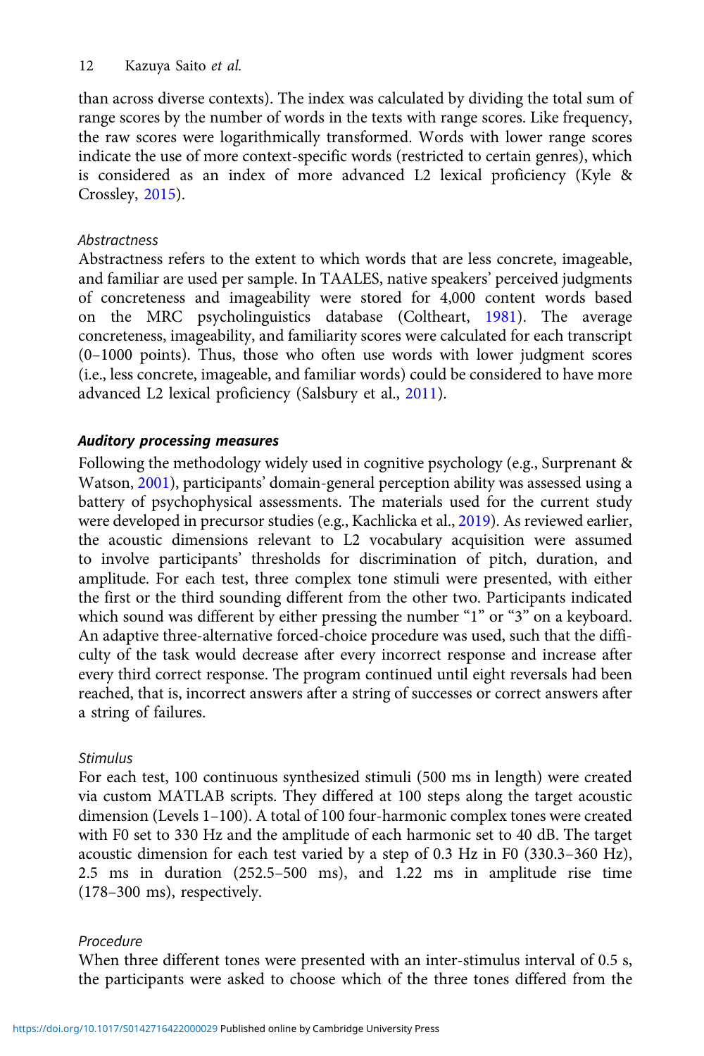than across diverse contexts). The index was calculated by dividing the total sum of range scores by the number of words in the texts with range scores. Like frequency, the raw scores were logarithmically transformed. Words with lower range scores indicate the use of more context-specific words (restricted to certain genres), which is considered as an index of more advanced L2 lexical proficiency (Kyle & Crossley, 2015).

#### *Abstractness*

Abstractness refers to the extent to which words that are less concrete, imageable, and familiar are used per sample. In TAALES, native speakers' perceived judgments of concreteness and imageability were stored for 4,000 content words based on the MRC psycholinguistics database (Coltheart, 1981). The average concreteness, imageability, and familiarity scores were calculated for each transcript (0–1000 points). Thus, those who often use words with lower judgment scores (i.e., less concrete, imageable, and familiar words) could be considered to have more advanced L2 lexical proficiency (Salsbury et al., 2011).

### ***Auditory processing measures***

Following the methodology widely used in cognitive psychology (e.g., Surprenant & Watson, 2001), participants' domain-general perception ability was assessed using a battery of psychophysical assessments. The materials used for the current study were developed in precursor studies (e.g., Kachlicka et al., 2019). As reviewed earlier, the acoustic dimensions relevant to L2 vocabulary acquisition were assumed to involve participants' thresholds for discrimination of pitch, duration, and amplitude. For each test, three complex tone stimuli were presented, with either the first or the third sounding different from the other two. Participants indicated which sound was different by either pressing the number "1" or "3" on a keyboard. An adaptive three-alternative forced-choice procedure was used, such that the difficulty of the task would decrease after every incorrect response and increase after every third correct response. The program continued until eight reversals had been reached, that is, incorrect answers after a string of successes or correct answers after a string of failures.

#### *Stimulus*

For each test, 100 continuous synthesized stimuli (500 ms in length) were created via custom MATLAB scripts. They differed at 100 steps along the target acoustic dimension (Levels 1–100). A total of 100 four-harmonic complex tones were created with F0 set to 330 Hz and the amplitude of each harmonic set to 40 dB. The target acoustic dimension for each test varied by a step of 0.3 Hz in F0 (330.3–360 Hz), 2.5 ms in duration (252.5–500 ms), and 1.22 ms in amplitude rise time (178–300 ms), respectively.

#### *Procedure*

When three different tones were presented with an inter-stimulus interval of 0.5 s, the participants were asked to choose which of the three tones differed from the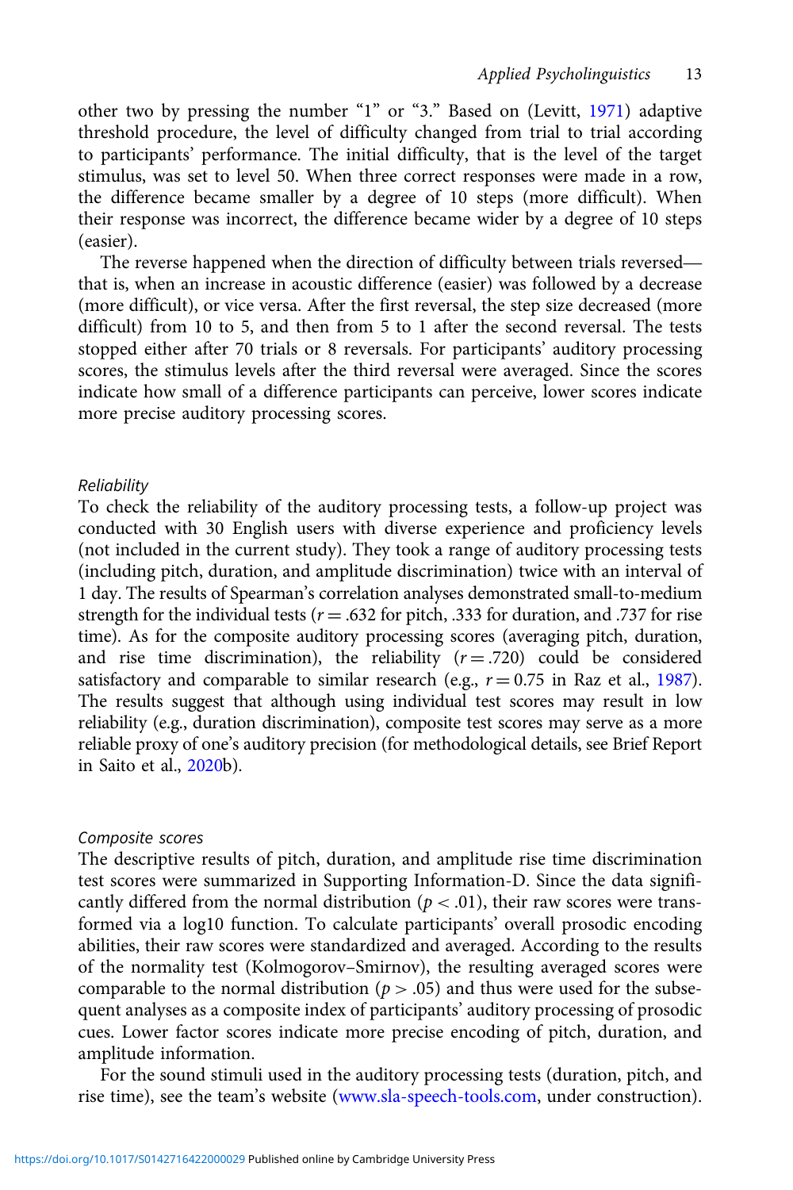other two by pressing the number "1" or "3." Based on (Levitt, 1971) adaptive threshold procedure, the level of difficulty changed from trial to trial according to participants' performance. The initial difficulty, that is the level of the target stimulus, was set to level 50. When three correct responses were made in a row, the difference became smaller by a degree of 10 steps (more difficult). When their response was incorrect, the difference became wider by a degree of 10 steps (easier).

The reverse happened when the direction of difficulty between trials reversed—that is, when an increase in acoustic difference (easier) was followed by a decrease (more difficult), or vice versa. After the first reversal, the step size decreased (more difficult) from 10 to 5, and then from 5 to 1 after the second reversal. The tests stopped either after 70 trials or 8 reversals. For participants' auditory processing scores, the stimulus levels after the third reversal were averaged. Since the scores indicate how small of a difference participants can perceive, lower scores indicate more precise auditory processing scores.

#### *Reliability*

To check the reliability of the auditory processing tests, a follow-up project was conducted with 30 English users with diverse experience and proficiency levels (not included in the current study). They took a range of auditory processing tests (including pitch, duration, and amplitude discrimination) twice with an interval of 1 day. The results of Spearman's correlation analyses demonstrated small-to-medium strength for the individual tests ($r = .632$ for pitch, .333 for duration, and .737 for rise time). As for the composite auditory processing scores (averaging pitch, duration, and rise time discrimination), the reliability ($r = .720$) could be considered satisfactory and comparable to similar research (e.g., $r = 0.75$ in Raz et al., 1987). The results suggest that although using individual test scores may result in low reliability (e.g., duration discrimination), composite test scores may serve as a more reliable proxy of one's auditory precision (for methodological details, see Brief Report in Saito et al., 2020b).

#### *Composite scores*

The descriptive results of pitch, duration, and amplitude rise time discrimination test scores were summarized in Supporting Information-D. Since the data significantly differed from the normal distribution ($p < .01$), their raw scores were transformed via a log10 function. To calculate participants' overall prosodic encoding abilities, their raw scores were standardized and averaged. According to the results of the normality test (Kolmogorov–Smirnov), the resulting averaged scores were comparable to the normal distribution ($p > .05$) and thus were used for the subsequent analyses as a composite index of participants' auditory processing of prosodic cues. Lower factor scores indicate more precise encoding of pitch, duration, and amplitude information.

For the sound stimuli used in the auditory processing tests (duration, pitch, and rise time), see the team's website (www.sla-speech-tools.com, under construction).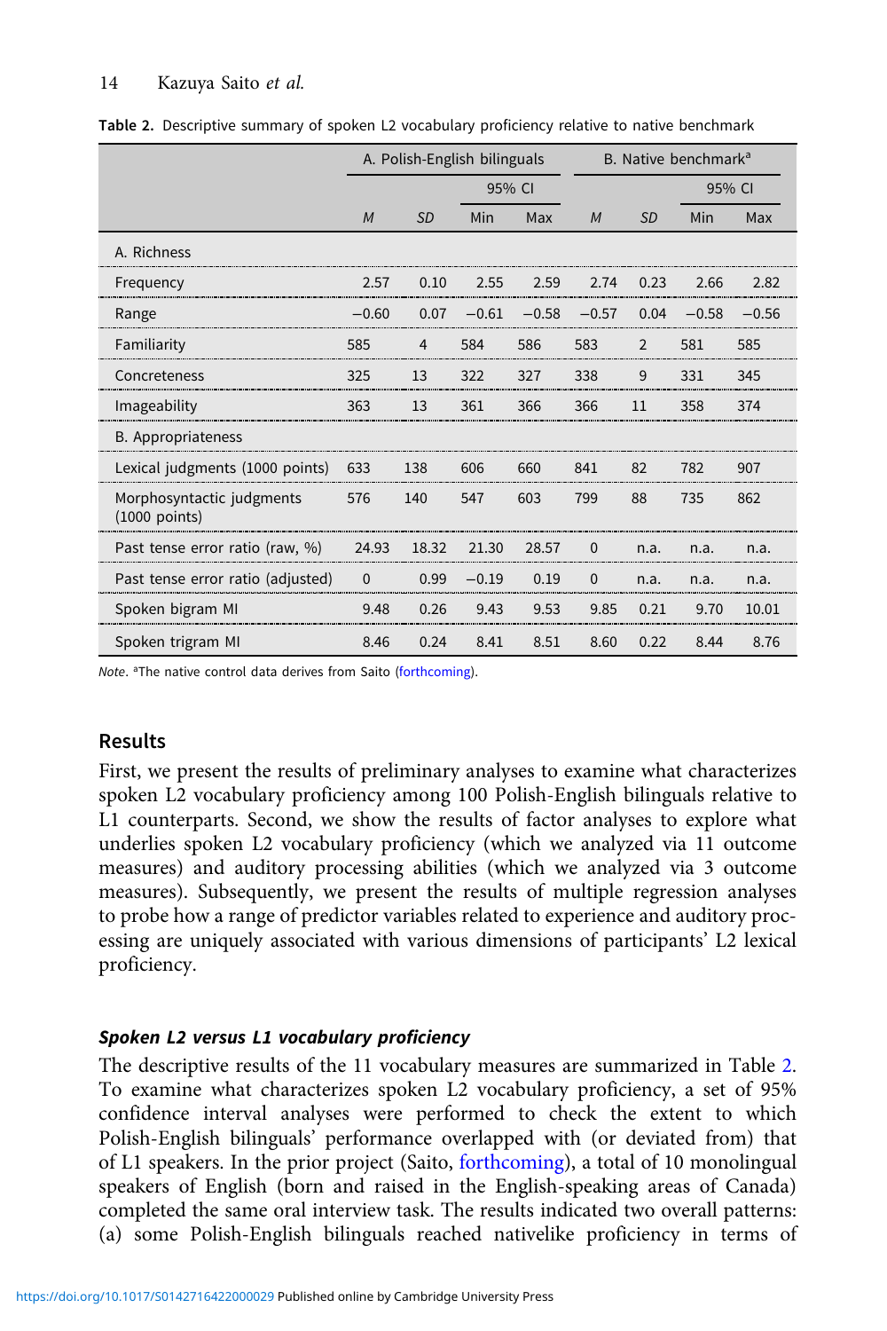Table 2. Descriptive summary of spoken L2 vocabulary proficiency relative to native benchmark

| | A. Polish-English bilinguals | | | | B. Native benchmark[a] | | | |
|---|---|---|---|---|---|---|---|---|
| | | | 95% CI | | | | 95% CI | |
| | *M* | *SD* | Min | Max | *M* | *SD* | Min | Max |
| A. Richness | | | | | | | | |
| Frequency | 2.57 | 0.10 | 2.55 | 2.59 | 2.74 | 0.23 | 2.66 | 2.82 |
| Range | −0.60 | 0.07 | −0.61 | −0.58 | −0.57 | 0.04 | −0.58 | −0.56 |
| Familiarity | 585 | 4 | 584 | 586 | 583 | 2 | 581 | 585 |
| Concreteness | 325 | 13 | 322 | 327 | 338 | 9 | 331 | 345 |
| Imageability | 363 | 13 | 361 | 366 | 366 | 11 | 358 | 374 |
| B. Appropriateness | | | | | | | | |
| Lexical judgments (1000 points) | 633 | 138 | 606 | 660 | 841 | 82 | 782 | 907 |
| Morphosyntactic judgments (1000 points) | 576 | 140 | 547 | 603 | 799 | 88 | 735 | 862 |
| Past tense error ratio (raw, %) | 24.93 | 18.32 | 21.30 | 28.57 | 0 | n.a. | n.a. | n.a. |
| Past tense error ratio (adjusted) | 0 | 0.99 | −0.19 | 0.19 | 0 | n.a. | n.a. | n.a. |
| Spoken bigram MI | 9.48 | 0.26 | 9.43 | 9.53 | 9.85 | 0.21 | 9.70 | 10.01 |
| Spoken trigram MI | 8.46 | 0.24 | 8.41 | 8.51 | 8.60 | 0.22 | 8.44 | 8.76 |

*Note*. [a]The native control data derives from Saito (forthcoming).

## Results

First, we present the results of preliminary analyses to examine what characterizes spoken L2 vocabulary proficiency among 100 Polish-English bilinguals relative to L1 counterparts. Second, we show the results of factor analyses to explore what underlies spoken L2 vocabulary proficiency (which we analyzed via 11 outcome measures) and auditory processing abilities (which we analyzed via 3 outcome measures). Subsequently, we present the results of multiple regression analyses to probe how a range of predictor variables related to experience and auditory processing are uniquely associated with various dimensions of participants' L2 lexical proficiency.

### *Spoken L2 versus L1 vocabulary proficiency*

The descriptive results of the 11 vocabulary measures are summarized in Table 2. To examine what characterizes spoken L2 vocabulary proficiency, a set of 95% confidence interval analyses were performed to check the extent to which Polish-English bilinguals' performance overlapped with (or deviated from) that of L1 speakers. In the prior project (Saito, forthcoming), a total of 10 monolingual speakers of English (born and raised in the English-speaking areas of Canada) completed the same oral interview task. The results indicated two overall patterns: (a) some Polish-English bilinguals reached nativelike proficiency in terms of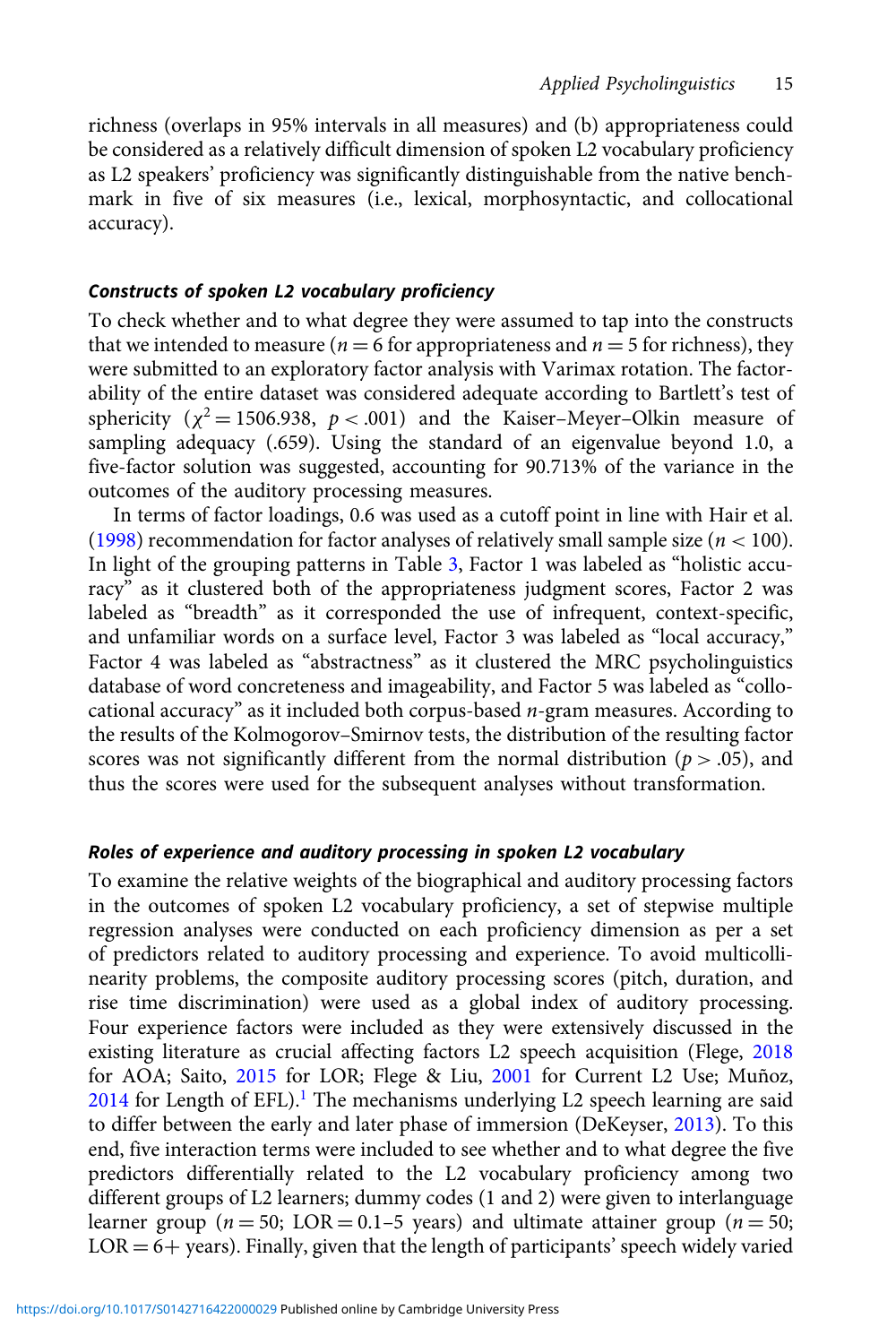richness (overlaps in 95% intervals in all measures) and (b) appropriateness could be considered as a relatively difficult dimension of spoken L2 vocabulary proficiency as L2 speakers' proficiency was significantly distinguishable from the native benchmark in five of six measures (i.e., lexical, morphosyntactic, and collocational accuracy).

### *Constructs of spoken L2 vocabulary proficiency*

To check whether and to what degree they were assumed to tap into the constructs that we intended to measure ($n = 6$ for appropriateness and $n = 5$ for richness), they were submitted to an exploratory factor analysis with Varimax rotation. The factorability of the entire dataset was considered adequate according to Bartlett's test of sphericity ($\chi^2 = 1506.938$, $p < .001$) and the Kaiser–Meyer–Olkin measure of sampling adequacy (.659). Using the standard of an eigenvalue beyond 1.0, a five-factor solution was suggested, accounting for 90.713% of the variance in the outcomes of the auditory processing measures.

In terms of factor loadings, 0.6 was used as a cutoff point in line with Hair et al. (1998) recommendation for factor analyses of relatively small sample size ($n < 100$). In light of the grouping patterns in Table 3, Factor 1 was labeled as "holistic accuracy" as it clustered both of the appropriateness judgment scores, Factor 2 was labeled as "breadth" as it corresponded the use of infrequent, context-specific, and unfamiliar words on a surface level, Factor 3 was labeled as "local accuracy," Factor 4 was labeled as "abstractness" as it clustered the MRC psycholinguistics database of word concreteness and imageability, and Factor 5 was labeled as "collocational accuracy" as it included both corpus-based *n*-gram measures. According to the results of the Kolmogorov–Smirnov tests, the distribution of the resulting factor scores was not significantly different from the normal distribution ($p > .05$), and thus the scores were used for the subsequent analyses without transformation.

### *Roles of experience and auditory processing in spoken L2 vocabulary*

To examine the relative weights of the biographical and auditory processing factors in the outcomes of spoken L2 vocabulary proficiency, a set of stepwise multiple regression analyses were conducted on each proficiency dimension as per a set of predictors related to auditory processing and experience. To avoid multicollinearity problems, the composite auditory processing scores (pitch, duration, and rise time discrimination) were used as a global index of auditory processing. Four experience factors were included as they were extensively discussed in the existing literature as crucial affecting factors L2 speech acquisition (Flege, 2018 for AOA; Saito, 2015 for LOR; Flege & Liu, 2001 for Current L2 Use; Muñoz, 2014 for Length of EFL).[1] The mechanisms underlying L2 speech learning are said to differ between the early and later phase of immersion (DeKeyser, 2013). To this end, five interaction terms were included to see whether and to what degree the five predictors differentially related to the L2 vocabulary proficiency among two different groups of L2 learners; dummy codes (1 and 2) were given to interlanguage learner group ($n = 50$; LOR = 0.1–5 years) and ultimate attainer group ($n = 50$; LOR = 6+ years). Finally, given that the length of participants' speech widely varied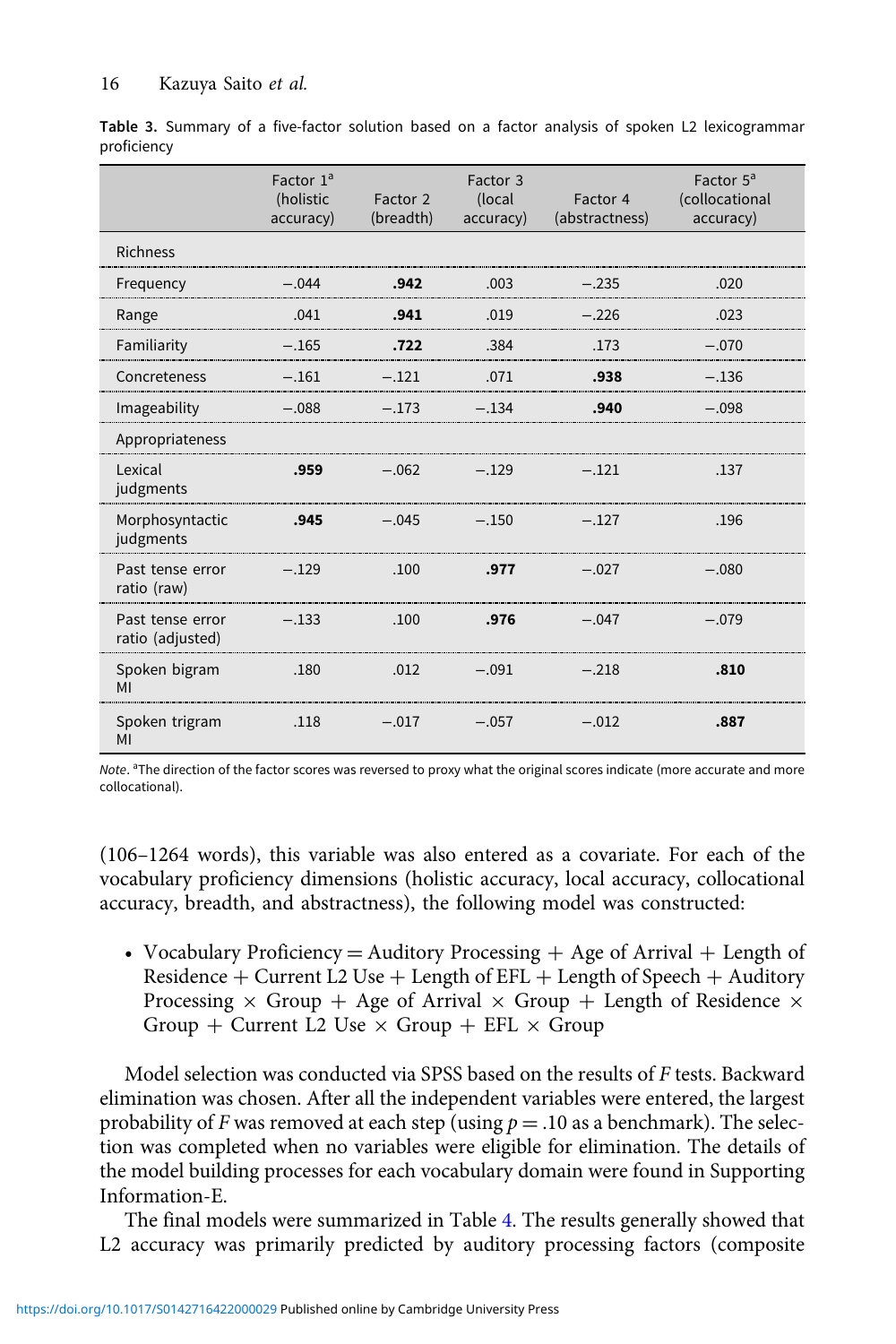**Table 3.** Summary of a five-factor solution based on a factor analysis of spoken L2 lexicogrammar proficiency

| | Factor 1[a] (holistic accuracy) | Factor 2 (breadth) | Factor 3 (local accuracy) | Factor 4 (abstractness) | Factor 5[a] (collocational accuracy) |
|---|---|---|---|---|---|
| Richness | | | | | |
| Frequency | −.044 | **.942** | .003 | −.235 | .020 |
| Range | .041 | **.941** | .019 | −.226 | .023 |
| Familiarity | −.165 | **.722** | .384 | .173 | −.070 |
| Concreteness | −.161 | −.121 | .071 | **.938** | −.136 |
| Imageability | −.088 | −.173 | −.134 | **.940** | −.098 |
| Appropriateness | | | | | |
| Lexical judgments | **.959** | −.062 | −.129 | −.121 | .137 |
| Morphosyntactic judgments | **.945** | −.045 | −.150 | −.127 | .196 |
| Past tense error ratio (raw) | −.129 | .100 | **.977** | −.027 | −.080 |
| Past tense error ratio (adjusted) | −.133 | .100 | **.976** | −.047 | −.079 |
| Spoken bigram MI | .180 | .012 | −.091 | −.218 | **.810** |
| Spoken trigram MI | .118 | −.017 | −.057 | −.012 | **.887** |

*Note*. [a]The direction of the factor scores was reversed to proxy what the original scores indicate (more accurate and more collocational).

(106–1264 words), this variable was also entered as a covariate. For each of the vocabulary proficiency dimensions (holistic accuracy, local accuracy, collocational accuracy, breadth, and abstractness), the following model was constructed:

- Vocabulary Proficiency = Auditory Processing + Age of Arrival + Length of Residence + Current L2 Use + Length of EFL + Length of Speech + Auditory Processing × Group + Age of Arrival × Group + Length of Residence × Group + Current L2 Use × Group + EFL × Group

Model selection was conducted via SPSS based on the results of *F* tests. Backward elimination was chosen. After all the independent variables were entered, the largest probability of *F* was removed at each step (using $p = .10$ as a benchmark). The selection was completed when no variables were eligible for elimination. The details of the model building processes for each vocabulary domain were found in Supporting Information-E.

The final models were summarized in Table 4. The results generally showed that L2 accuracy was primarily predicted by auditory processing factors (composite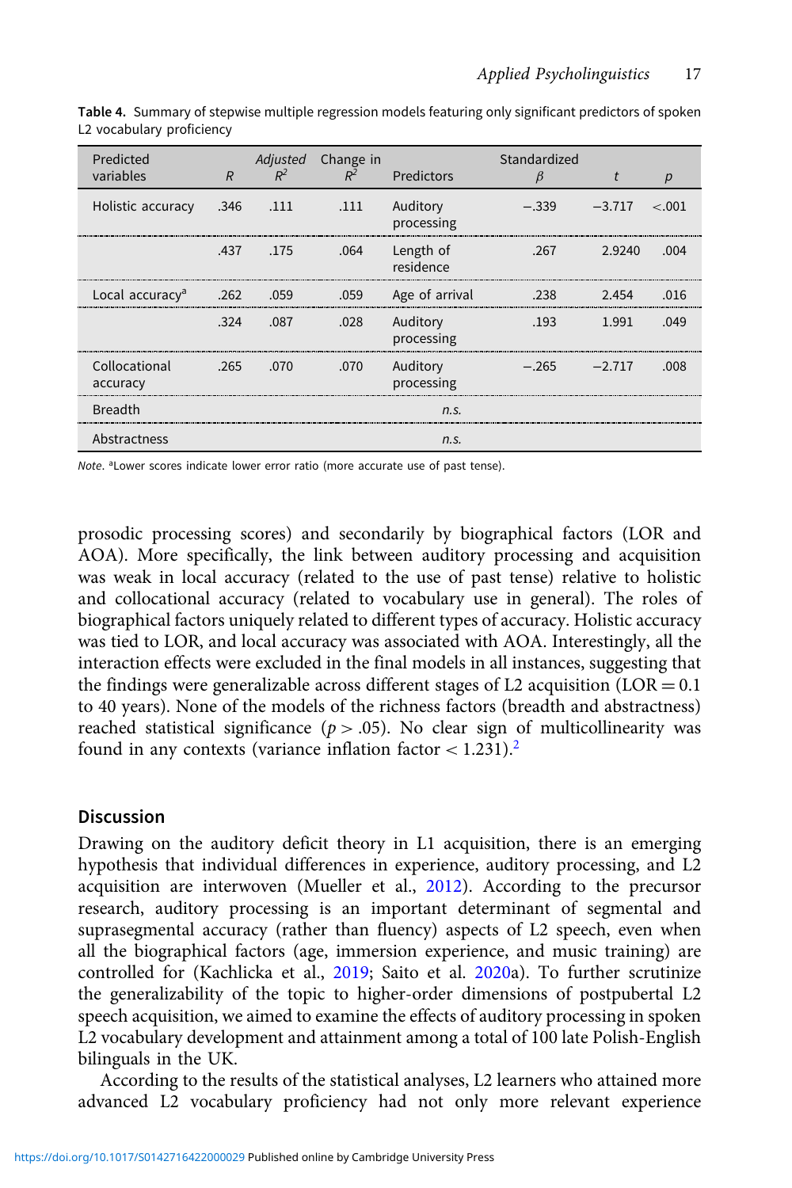**Table 4.** Summary of stepwise multiple regression models featuring only significant predictors of spoken L2 vocabulary proficiency

| Predicted variables | $R$ | Adjusted $R^2$ | Change in $R^2$ | Predictors | Standardized $\beta$ | $t$ | $p$ |
|---|---|---|---|---|---|---|---|
| Holistic accuracy | .346 | .111 | .111 | Auditory processing | −.339 | −3.717 | <.001 |
| | .437 | .175 | .064 | Length of residence | .267 | 2.9240 | .004 |
| Local accuracy[a] | .262 | .059 | .059 | Age of arrival | .238 | 2.454 | .016 |
| | .324 | .087 | .028 | Auditory processing | .193 | 1.991 | .049 |
| Collocational accuracy | .265 | .070 | .070 | Auditory processing | −.265 | −2.717 | .008 |
| Breadth | | | | *n.s.* | | | |
| Abstractness | | | | *n.s.* | | | |

*Note*. [a]Lower scores indicate lower error ratio (more accurate use of past tense).

prosodic processing scores) and secondarily by biographical factors (LOR and AOA). More specifically, the link between auditory processing and acquisition was weak in local accuracy (related to the use of past tense) relative to holistic and collocational accuracy (related to vocabulary use in general). The roles of biographical factors uniquely related to different types of accuracy. Holistic accuracy was tied to LOR, and local accuracy was associated with AOA. Interestingly, all the interaction effects were excluded in the final models in all instances, suggesting that the findings were generalizable across different stages of L2 acquisition (LOR = 0.1 to 40 years). None of the models of the richness factors (breadth and abstractness) reached statistical significance ($p > .05$). No clear sign of multicollinearity was found in any contexts (variance inflation factor < 1.231).[2]

## Discussion

Drawing on the auditory deficit theory in L1 acquisition, there is an emerging hypothesis that individual differences in experience, auditory processing, and L2 acquisition are interwoven (Mueller et al., 2012). According to the precursor research, auditory processing is an important determinant of segmental and suprasegmental accuracy (rather than fluency) aspects of L2 speech, even when all the biographical factors (age, immersion experience, and music training) are controlled for (Kachlicka et al., 2019; Saito et al. 2020a). To further scrutinize the generalizability of the topic to higher-order dimensions of postpubertal L2 speech acquisition, we aimed to examine the effects of auditory processing in spoken L2 vocabulary development and attainment among a total of 100 late Polish-English bilinguals in the UK.

According to the results of the statistical analyses, L2 learners who attained more advanced L2 vocabulary proficiency had not only more relevant experience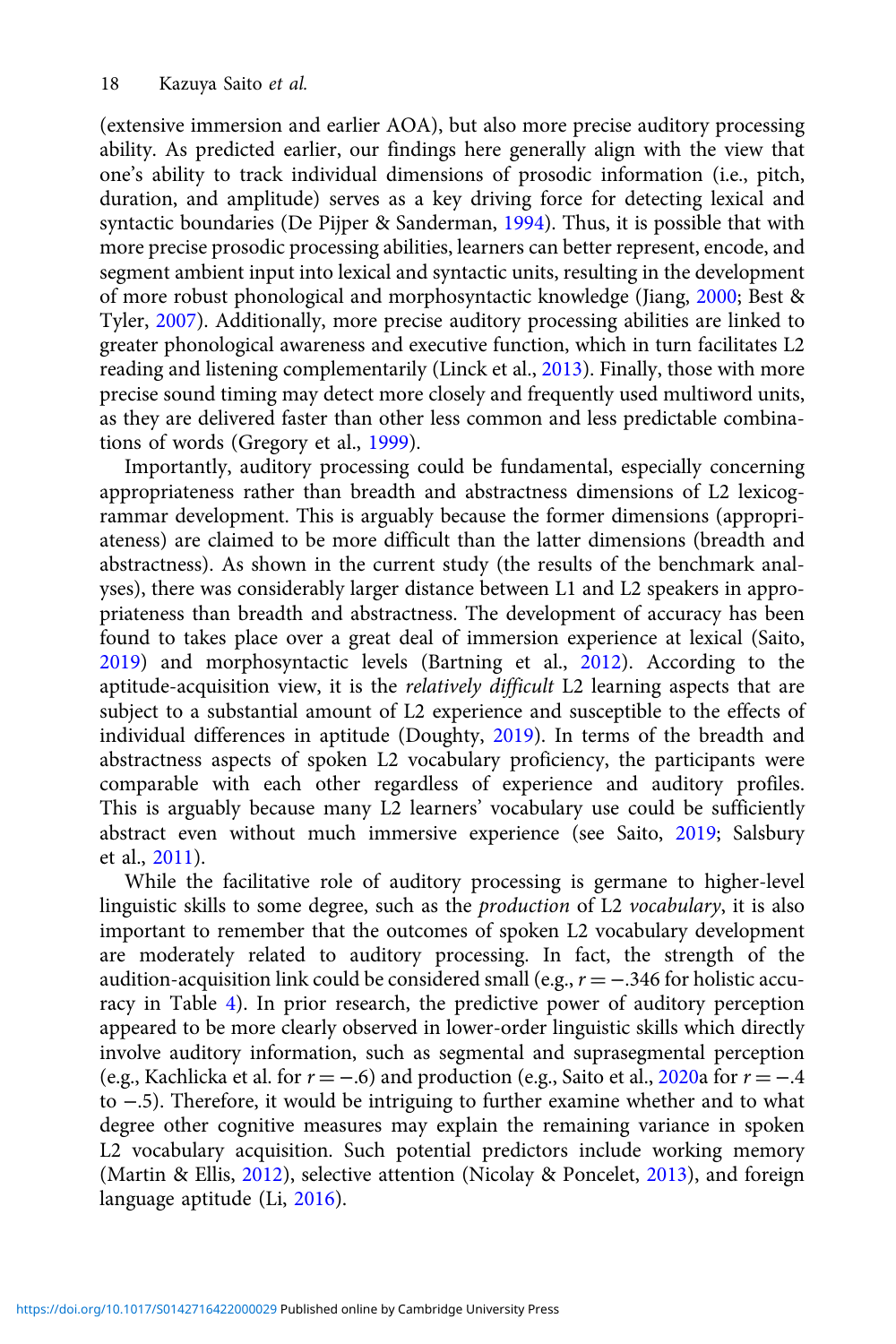(extensive immersion and earlier AOA), but also more precise auditory processing ability. As predicted earlier, our findings here generally align with the view that one's ability to track individual dimensions of prosodic information (i.e., pitch, duration, and amplitude) serves as a key driving force for detecting lexical and syntactic boundaries (De Pijper & Sanderman, 1994). Thus, it is possible that with more precise prosodic processing abilities, learners can better represent, encode, and segment ambient input into lexical and syntactic units, resulting in the development of more robust phonological and morphosyntactic knowledge (Jiang, 2000; Best & Tyler, 2007). Additionally, more precise auditory processing abilities are linked to greater phonological awareness and executive function, which in turn facilitates L2 reading and listening complementarily (Linck et al., 2013). Finally, those with more precise sound timing may detect more closely and frequently used multiword units, as they are delivered faster than other less common and less predictable combinations of words (Gregory et al., 1999).

Importantly, auditory processing could be fundamental, especially concerning appropriateness rather than breadth and abstractness dimensions of L2 lexicogrammar development. This is arguably because the former dimensions (appropriateness) are claimed to be more difficult than the latter dimensions (breadth and abstractness). As shown in the current study (the results of the benchmark analyses), there was considerably larger distance between L1 and L2 speakers in appropriateness than breadth and abstractness. The development of accuracy has been found to takes place over a great deal of immersion experience at lexical (Saito, 2019) and morphosyntactic levels (Bartning et al., 2012). According to the aptitude-acquisition view, it is the *relatively difficult* L2 learning aspects that are subject to a substantial amount of L2 experience and susceptible to the effects of individual differences in aptitude (Doughty, 2019). In terms of the breadth and abstractness aspects of spoken L2 vocabulary proficiency, the participants were comparable with each other regardless of experience and auditory profiles. This is arguably because many L2 learners' vocabulary use could be sufficiently abstract even without much immersive experience (see Saito, 2019; Salsbury et al., 2011).

While the facilitative role of auditory processing is germane to higher-level linguistic skills to some degree, such as the *production* of L2 *vocabulary*, it is also important to remember that the outcomes of spoken L2 vocabulary development are moderately related to auditory processing. In fact, the strength of the audition-acquisition link could be considered small (e.g., $r = -.346$ for holistic accuracy in Table 4). In prior research, the predictive power of auditory perception appeared to be more clearly observed in lower-order linguistic skills which directly involve auditory information, such as segmental and suprasegmental perception (e.g., Kachlicka et al. for $r = -.6$) and production (e.g., Saito et al., 2020a for $r = -.4$ to $-.5$). Therefore, it would be intriguing to further examine whether and to what degree other cognitive measures may explain the remaining variance in spoken L2 vocabulary acquisition. Such potential predictors include working memory (Martin & Ellis, 2012), selective attention (Nicolay & Poncelet, 2013), and foreign language aptitude (Li, 2016).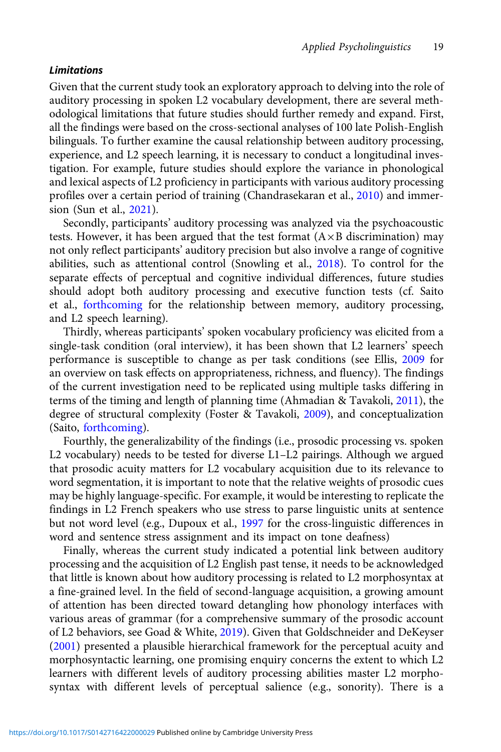### *Limitations*

Given that the current study took an exploratory approach to delving into the role of auditory processing in spoken L2 vocabulary development, there are several methodological limitations that future studies should further remedy and expand. First, all the findings were based on the cross-sectional analyses of 100 late Polish-English bilinguals. To further examine the causal relationship between auditory processing, experience, and L2 speech learning, it is necessary to conduct a longitudinal investigation. For example, future studies should explore the variance in phonological and lexical aspects of L2 proficiency in participants with various auditory processing profiles over a certain period of training (Chandrasekaran et al., 2010) and immersion (Sun et al., 2021).

Secondly, participants' auditory processing was analyzed via the psychoacoustic tests. However, it has been argued that the test format (A×B discrimination) may not only reflect participants' auditory precision but also involve a range of cognitive abilities, such as attentional control (Snowling et al., 2018). To control for the separate effects of perceptual and cognitive individual differences, future studies should adopt both auditory processing and executive function tests (cf. Saito et al., forthcoming for the relationship between memory, auditory processing, and L2 speech learning).

Thirdly, whereas participants' spoken vocabulary proficiency was elicited from a single-task condition (oral interview), it has been shown that L2 learners' speech performance is susceptible to change as per task conditions (see Ellis, 2009 for an overview on task effects on appropriateness, richness, and fluency). The findings of the current investigation need to be replicated using multiple tasks differing in terms of the timing and length of planning time (Ahmadian & Tavakoli, 2011), the degree of structural complexity (Foster & Tavakoli, 2009), and conceptualization (Saito, forthcoming).

Fourthly, the generalizability of the findings (i.e., prosodic processing vs. spoken L2 vocabulary) needs to be tested for diverse L1–L2 pairings. Although we argued that prosodic acuity matters for L2 vocabulary acquisition due to its relevance to word segmentation, it is important to note that the relative weights of prosodic cues may be highly language-specific. For example, it would be interesting to replicate the findings in L2 French speakers who use stress to parse linguistic units at sentence but not word level (e.g., Dupoux et al., 1997 for the cross-linguistic differences in word and sentence stress assignment and its impact on tone deafness)

Finally, whereas the current study indicated a potential link between auditory processing and the acquisition of L2 English past tense, it needs to be acknowledged that little is known about how auditory processing is related to L2 morphosyntax at a fine-grained level. In the field of second-language acquisition, a growing amount of attention has been directed toward detangling how phonology interfaces with various areas of grammar (for a comprehensive summary of the prosodic account of L2 behaviors, see Goad & White, 2019). Given that Goldschneider and DeKeyser (2001) presented a plausible hierarchical framework for the perceptual acuity and morphosyntactic learning, one promising enquiry concerns the extent to which L2 learners with different levels of auditory processing abilities master L2 morphosyntax with different levels of perceptual salience (e.g., sonority). There is a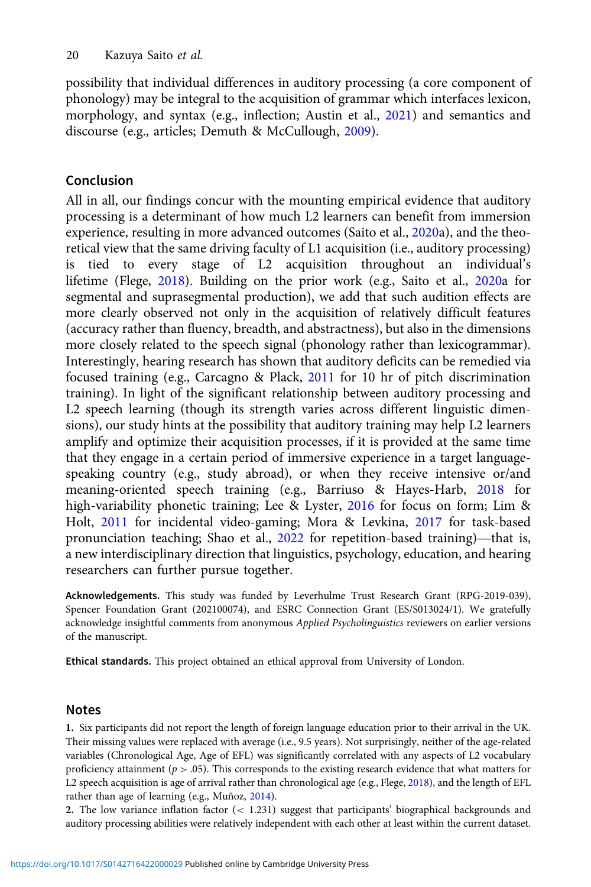possibility that individual differences in auditory processing (a core component of phonology) may be integral to the acquisition of grammar which interfaces lexicon, morphology, and syntax (e.g., inflection; Austin et al., 2021) and semantics and discourse (e.g., articles; Demuth & McCullough, 2009).

## Conclusion

All in all, our findings concur with the mounting empirical evidence that auditory processing is a determinant of how much L2 learners can benefit from immersion experience, resulting in more advanced outcomes (Saito et al., 2020a), and the theoretical view that the same driving faculty of L1 acquisition (i.e., auditory processing) is tied to every stage of L2 acquisition throughout an individual's lifetime (Flege, 2018). Building on the prior work (e.g., Saito et al., 2020a for segmental and suprasegmental production), we add that such audition effects are more clearly observed not only in the acquisition of relatively difficult features (accuracy rather than fluency, breadth, and abstractness), but also in the dimensions more closely related to the speech signal (phonology rather than lexicogrammar). Interestingly, hearing research has shown that auditory deficits can be remedied via focused training (e.g., Carcagno & Plack, 2011 for 10 hr of pitch discrimination training). In light of the significant relationship between auditory processing and L2 speech learning (though its strength varies across different linguistic dimensions), our study hints at the possibility that auditory training may help L2 learners amplify and optimize their acquisition processes, if it is provided at the same time that they engage in a certain period of immersive experience in a target language-speaking country (e.g., study abroad), or when they receive intensive or/and meaning-oriented speech training (e.g., Barriuso & Hayes-Harb, 2018 for high-variability phonetic training; Lee & Lyster, 2016 for focus on form; Lim & Holt, 2011 for incidental video-gaming; Mora & Levkina, 2017 for task-based pronunciation teaching; Shao et al., 2022 for repetition-based training)—that is, a new interdisciplinary direction that linguistics, psychology, education, and hearing researchers can further pursue together.

**Acknowledgements.** This study was funded by Leverhulme Trust Research Grant (RPG-2019-039), Spencer Foundation Grant (202100074), and ESRC Connection Grant (ES/S013024/1). We gratefully acknowledge insightful comments from anonymous *Applied Psycholinguistics* reviewers on earlier versions of the manuscript.

**Ethical standards.** This project obtained an ethical approval from University of London.

## Notes

**1.** Six participants did not report the length of foreign language education prior to their arrival in the UK. Their missing values were replaced with average (i.e., 9.5 years). Not surprisingly, neither of the age-related variables (Chronological Age, Age of EFL) was significantly correlated with any aspects of L2 vocabulary proficiency attainment ($p > .05$). This corresponds to the existing research evidence that what matters for L2 speech acquisition is age of arrival rather than chronological age (e.g., Flege, 2018), and the length of EFL rather than age of learning (e.g., Muñoz, 2014).

**2.** The low variance inflation factor ($< 1.231$) suggest that participants' biographical backgrounds and auditory processing abilities were relatively independent with each other at least within the current dataset.

https://doi.org/10.1017/S0142716422000029 Published online by Cambridge University Press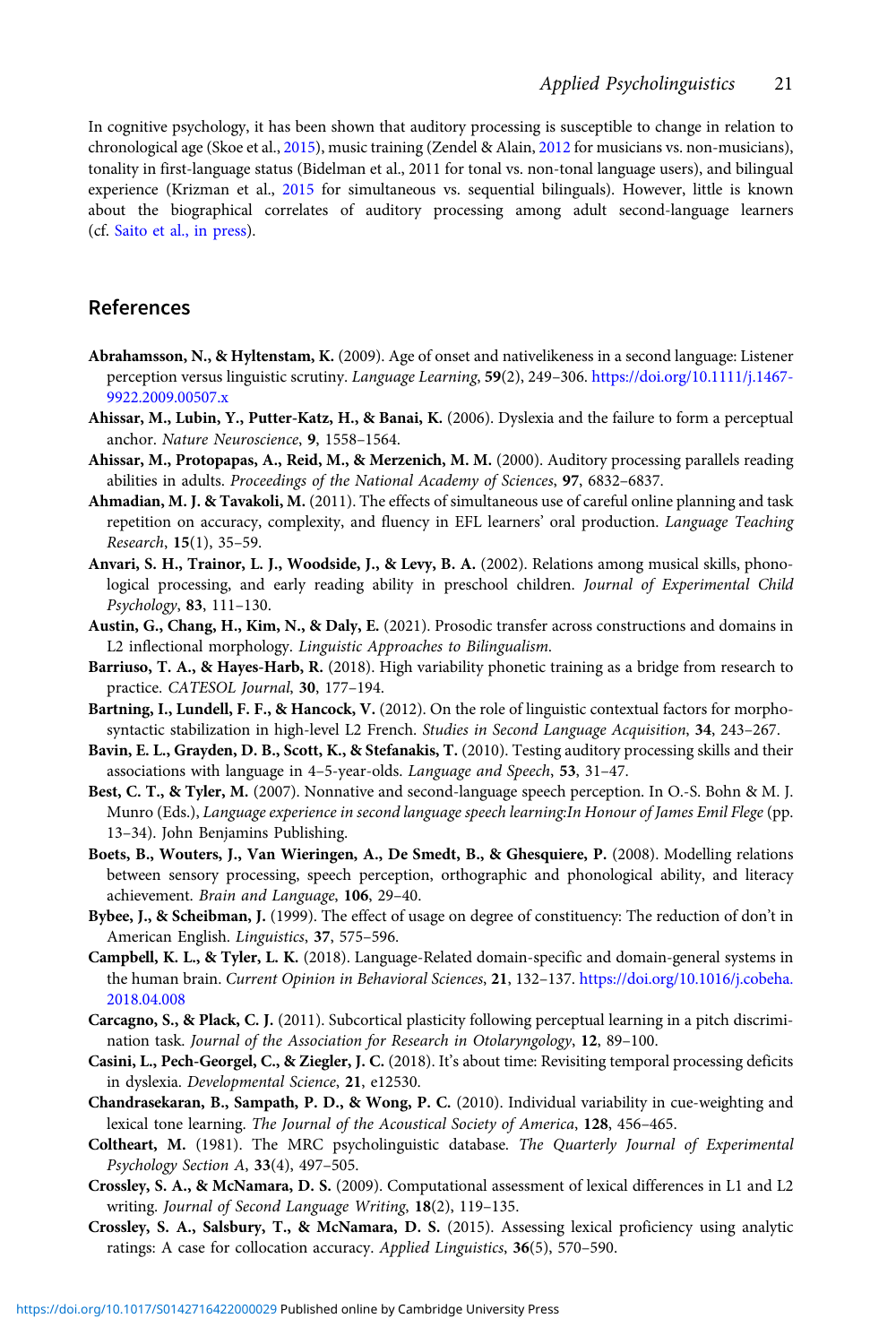In cognitive psychology, it has been shown that auditory processing is susceptible to change in relation to chronological age (Skoe et al., 2015), music training (Zendel & Alain, 2012 for musicians vs. non-musicians), tonality in first-language status (Bidelman et al., 2011 for tonal vs. non-tonal language users), and bilingual experience (Krizman et al., 2015 for simultaneous vs. sequential bilinguals). However, little is known about the biographical correlates of auditory processing among adult second-language learners (cf. Saito et al., in press).

## References

**Abrahamsson, N., & Hyltenstam, K.** (2009). Age of onset and nativelikeness in a second language: Listener perception versus linguistic scrutiny. *Language Learning*, **59**(2), 249–306. https://doi.org/10.1111/j.1467-9922.2009.00507.x

**Ahissar, M., Lubin, Y., Putter-Katz, H., & Banai, K.** (2006). Dyslexia and the failure to form a perceptual anchor. *Nature Neuroscience*, **9**, 1558–1564.

**Ahissar, M., Protopapas, A., Reid, M., & Merzenich, M. M.** (2000). Auditory processing parallels reading abilities in adults. *Proceedings of the National Academy of Sciences*, **97**, 6832–6837.

**Ahmadian, M. J. & Tavakoli, M.** (2011). The effects of simultaneous use of careful online planning and task repetition on accuracy, complexity, and fluency in EFL learners' oral production. *Language Teaching Research*, **15**(1), 35–59.

**Anvari, S. H., Trainor, L. J., Woodside, J., & Levy, B. A.** (2002). Relations among musical skills, phonological processing, and early reading ability in preschool children. *Journal of Experimental Child Psychology*, **83**, 111–130.

**Austin, G., Chang, H., Kim, N., & Daly, E.** (2021). Prosodic transfer across constructions and domains in L2 inflectional morphology. *Linguistic Approaches to Bilingualism*.

**Barriuso, T. A., & Hayes-Harb, R.** (2018). High variability phonetic training as a bridge from research to practice. *CATESOL Journal*, **30**, 177–194.

**Bartning, I., Lundell, F. F., & Hancock, V.** (2012). On the role of linguistic contextual factors for morphosyntactic stabilization in high-level L2 French. *Studies in Second Language Acquisition*, **34**, 243–267.

**Bavin, E. L., Grayden, D. B., Scott, K., & Stefanakis, T.** (2010). Testing auditory processing skills and their associations with language in 4–5-year-olds. *Language and Speech*, **53**, 31–47.

**Best, C. T., & Tyler, M.** (2007). Nonnative and second-language speech perception. In O.-S. Bohn & M. J. Munro (Eds.), *Language experience in second language speech learning:In Honour of James Emil Flege* (pp. 13–34). John Benjamins Publishing.

**Boets, B., Wouters, J., Van Wieringen, A., De Smedt, B., & Ghesquiere, P.** (2008). Modelling relations between sensory processing, speech perception, orthographic and phonological ability, and literacy achievement. *Brain and Language*, **106**, 29–40.

**Bybee, J., & Scheibman, J.** (1999). The effect of usage on degree of constituency: The reduction of don't in American English. *Linguistics*, **37**, 575–596.

**Campbell, K. L., & Tyler, L. K.** (2018). Language-Related domain-specific and domain-general systems in the human brain. *Current Opinion in Behavioral Sciences*, **21**, 132–137. https://doi.org/10.1016/j.cobeha.2018.04.008

**Carcagno, S., & Plack, C. J.** (2011). Subcortical plasticity following perceptual learning in a pitch discrimination task. *Journal of the Association for Research in Otolaryngology*, **12**, 89–100.

**Casini, L., Pech-Georgel, C., & Ziegler, J. C.** (2018). It's about time: Revisiting temporal processing deficits in dyslexia. *Developmental Science*, **21**, e12530.

**Chandrasekaran, B., Sampath, P. D., & Wong, P. C.** (2010). Individual variability in cue-weighting and lexical tone learning. *The Journal of the Acoustical Society of America*, **128**, 456–465.

**Coltheart, M.** (1981). The MRC psycholinguistic database. *The Quarterly Journal of Experimental Psychology Section A*, **33**(4), 497–505.

**Crossley, S. A., & McNamara, D. S.** (2009). Computational assessment of lexical differences in L1 and L2 writing. *Journal of Second Language Writing*, **18**(2), 119–135.

**Crossley, S. A., Salsbury, T., & McNamara, D. S.** (2015). Assessing lexical proficiency using analytic ratings: A case for collocation accuracy. *Applied Linguistics*, **36**(5), 570–590.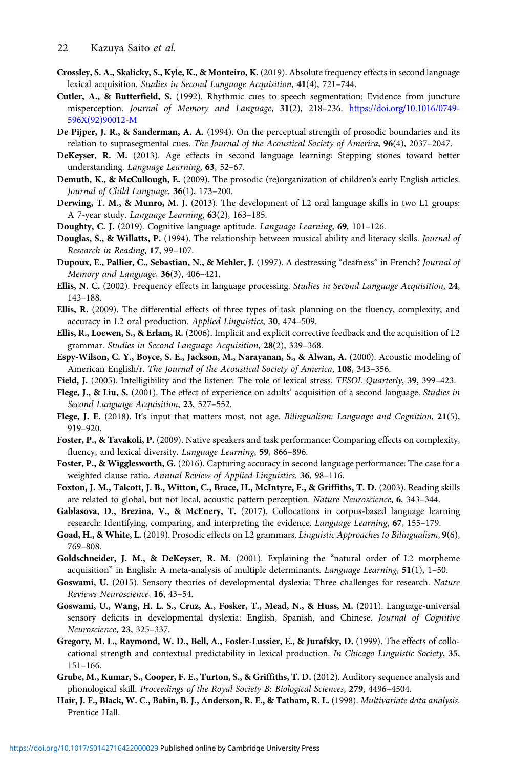**Crossley, S. A., Skalicky, S., Kyle, K., & Monteiro, K.** (2019). Absolute frequency effects in second language lexical acquisition. *Studies in Second Language Acquisition*, **41**(4), 721–744.

**Cutler, A., & Butterfield, S.** (1992). Rhythmic cues to speech segmentation: Evidence from juncture misperception. *Journal of Memory and Language*, **31**(2), 218–236. https://doi.org/10.1016/0749-596X(92)90012-M

**De Pijper, J. R., & Sanderman, A. A.** (1994). On the perceptual strength of prosodic boundaries and its relation to suprasegmental cues. *The Journal of the Acoustical Society of America*, **96**(4), 2037–2047.

**DeKeyser, R. M.** (2013). Age effects in second language learning: Stepping stones toward better understanding. *Language Learning*, **63**, 52–67.

**Demuth, K., & McCullough, E.** (2009). The prosodic (re)organization of children's early English articles. *Journal of Child Language*, **36**(1), 173–200.

**Derwing, T. M., & Munro, M. J.** (2013). The development of L2 oral language skills in two L1 groups: A 7-year study. *Language Learning*, **63**(2), 163–185.

**Doughty, C. J.** (2019). Cognitive language aptitude. *Language Learning*, **69**, 101–126.

**Douglas, S., & Willatts, P.** (1994). The relationship between musical ability and literacy skills. *Journal of Research in Reading*, **17**, 99–107.

**Dupoux, E., Pallier, C., Sebastian, N., & Mehler, J.** (1997). A destressing "deafness" in French? *Journal of Memory and Language*, **36**(3), 406–421.

**Ellis, N. C.** (2002). Frequency effects in language processing. *Studies in Second Language Acquisition*, **24**, 143–188.

**Ellis, R.** (2009). The differential effects of three types of task planning on the fluency, complexity, and accuracy in L2 oral production. *Applied Linguistics*, **30**, 474–509.

**Ellis, R., Loewen, S., & Erlam, R.** (2006). Implicit and explicit corrective feedback and the acquisition of L2 grammar. *Studies in Second Language Acquisition*, **28**(2), 339–368.

**Espy-Wilson, C. Y., Boyce, S. E., Jackson, M., Narayanan, S., & Alwan, A.** (2000). Acoustic modeling of American English/r. *The Journal of the Acoustical Society of America*, **108**, 343–356.

**Field, J.** (2005). Intelligibility and the listener: The role of lexical stress. *TESOL Quarterly*, **39**, 399–423.

**Flege, J., & Liu, S.** (2001). The effect of experience on adults' acquisition of a second language. *Studies in Second Language Acquisition*, **23**, 527–552.

**Flege, J. E.** (2018). It's input that matters most, not age. *Bilingualism: Language and Cognition*, **21**(5), 919–920.

**Foster, P., & Tavakoli, P.** (2009). Native speakers and task performance: Comparing effects on complexity, fluency, and lexical diversity. *Language Learning*, **59**, 866–896.

**Foster, P., & Wigglesworth, G.** (2016). Capturing accuracy in second language performance: The case for a weighted clause ratio. *Annual Review of Applied Linguistics*, **36**, 98–116.

**Foxton, J. M., Talcott, J. B., Witton, C., Brace, H., McIntyre, F., & Griffiths, T. D.** (2003). Reading skills are related to global, but not local, acoustic pattern perception. *Nature Neuroscience*, **6**, 343–344.

**Gablasova, D., Brezina, V., & McEnery, T.** (2017). Collocations in corpus-based language learning research: Identifying, comparing, and interpreting the evidence. *Language Learning*, **67**, 155–179.

**Goad, H., & White, L.** (2019). Prosodic effects on L2 grammars. *Linguistic Approaches to Bilingualism*, **9**(6), 769–808.

**Goldschneider, J. M., & DeKeyser, R. M.** (2001). Explaining the "natural order of L2 morpheme acquisition" in English: A meta-analysis of multiple determinants. *Language Learning*, **51**(1), 1–50.

**Goswami, U.** (2015). Sensory theories of developmental dyslexia: Three challenges for research. *Nature Reviews Neuroscience*, **16**, 43–54.

**Goswami, U., Wang, H. L. S., Cruz, A., Fosker, T., Mead, N., & Huss, M.** (2011). Language-universal sensory deficits in developmental dyslexia: English, Spanish, and Chinese. *Journal of Cognitive Neuroscience*, **23**, 325–337.

**Gregory, M. L., Raymond, W. D., Bell, A., Fosler-Lussier, E., & Jurafsky, D.** (1999). The effects of collocational strength and contextual predictability in lexical production. *In Chicago Linguistic Society*, **35**, 151–166.

**Grube, M., Kumar, S., Cooper, F. E., Turton, S., & Griffiths, T. D.** (2012). Auditory sequence analysis and phonological skill. *Proceedings of the Royal Society B: Biological Sciences*, **279**, 4496–4504.

**Hair, J. F., Black, W. C., Babin, B. J., Anderson, R. E., & Tatham, R. L.** (1998). *Multivariate data analysis*. Prentice Hall.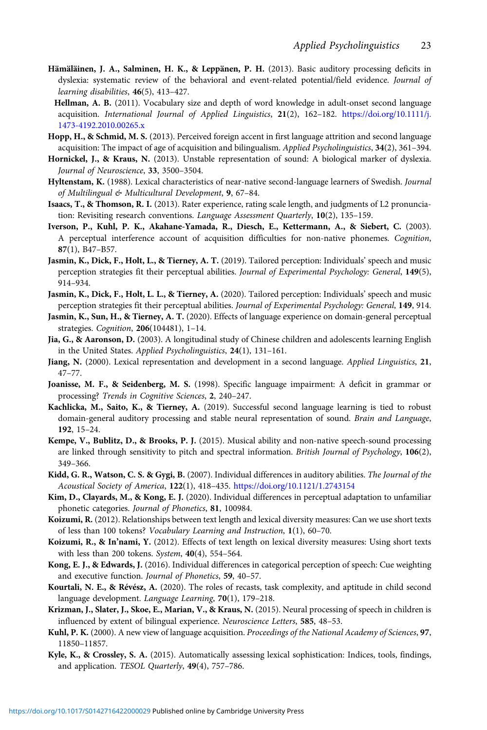**Hämäläinen, J. A., Salminen, H. K., & Leppänen, P. H.** (2013). Basic auditory processing deficits in dyslexia: systematic review of the behavioral and event-related potential/field evidence. *Journal of learning disabilities*, **46**(5), 413–427.

**Hellman, A. B.** (2011). Vocabulary size and depth of word knowledge in adult-onset second language acquisition. *International Journal of Applied Linguistics*, **21**(2), 162–182. https://doi.org/10.1111/j.1473-4192.2010.00265.x

**Hopp, H., & Schmid, M. S.** (2013). Perceived foreign accent in first language attrition and second language acquisition: The impact of age of acquisition and bilingualism. *Applied Psycholinguistics*, **34**(2), 361–394.

**Hornickel, J., & Kraus, N.** (2013). Unstable representation of sound: A biological marker of dyslexia. *Journal of Neuroscience*, **33**, 3500–3504.

**Hyltenstam, K.** (1988). Lexical characteristics of near-native second-language learners of Swedish. *Journal of Multilingual & Multicultural Development*, **9**, 67–84.

**Isaacs, T., & Thomson, R. I.** (2013). Rater experience, rating scale length, and judgments of L2 pronunciation: Revisiting research conventions. *Language Assessment Quarterly*, **10**(2), 135–159.

**Iverson, P., Kuhl, P. K., Akahane-Yamada, R., Diesch, E., Kettermann, A., & Siebert, C.** (2003). A perceptual interference account of acquisition difficulties for non-native phonemes. *Cognition*, **87**(1), B47–B57.

**Jasmin, K., Dick, F., Holt, L., & Tierney, A. T.** (2019). Tailored perception: Individuals' speech and music perception strategies fit their perceptual abilities. *Journal of Experimental Psychology: General*, **149**(5), 914–934.

**Jasmin, K., Dick, F., Holt, L. L., & Tierney, A.** (2020). Tailored perception: Individuals' speech and music perception strategies fit their perceptual abilities. *Journal of Experimental Psychology: General*, **149**, 914.

**Jasmin, K., Sun, H., & Tierney, A. T.** (2020). Effects of language experience on domain-general perceptual strategies. *Cognition*, **206**(104481), 1–14.

**Jia, G., & Aaronson, D.** (2003). A longitudinal study of Chinese children and adolescents learning English in the United States. *Applied Psycholinguistics*, **24**(1), 131–161.

**Jiang, N.** (2000). Lexical representation and development in a second language. *Applied Linguistics*, **21**, 47–77.

**Joanisse, M. F., & Seidenberg, M. S.** (1998). Specific language impairment: A deficit in grammar or processing? *Trends in Cognitive Sciences*, **2**, 240–247.

**Kachlicka, M., Saito, K., & Tierney, A.** (2019). Successful second language learning is tied to robust domain-general auditory processing and stable neural representation of sound. *Brain and Language*, **192**, 15–24.

**Kempe, V., Bublitz, D., & Brooks, P. J.** (2015). Musical ability and non-native speech-sound processing are linked through sensitivity to pitch and spectral information. *British Journal of Psychology*, **106**(2), 349–366.

**Kidd, G. R., Watson, C. S. & Gygi, B.** (2007). Individual differences in auditory abilities. *The Journal of the Acoustical Society of America*, **122**(1), 418–435. https://doi.org/10.1121/1.2743154

**Kim, D., Clayards, M., & Kong, E. J.** (2020). Individual differences in perceptual adaptation to unfamiliar phonetic categories. *Journal of Phonetics*, **81**, 100984.

**Koizumi, R.** (2012). Relationships between text length and lexical diversity measures: Can we use short texts of less than 100 tokens? *Vocabulary Learning and Instruction*, **1**(1), 60–70.

**Koizumi, R., & In'nami, Y.** (2012). Effects of text length on lexical diversity measures: Using short texts with less than 200 tokens. *System*, **40**(4), 554–564.

**Kong, E. J., & Edwards, J.** (2016). Individual differences in categorical perception of speech: Cue weighting and executive function. *Journal of Phonetics*, **59**, 40–57.

**Kourtali, N. E., & Révész, A.** (2020). The roles of recasts, task complexity, and aptitude in child second language development. *Language Learning*, **70**(1), 179–218.

**Krizman, J., Slater, J., Skoe, E., Marian, V., & Kraus, N.** (2015). Neural processing of speech in children is influenced by extent of bilingual experience. *Neuroscience Letters*, **585**, 48–53.

**Kuhl, P. K.** (2000). A new view of language acquisition. *Proceedings of the National Academy of Sciences*, **97**, 11850–11857.

**Kyle, K., & Crossley, S. A.** (2015). Automatically assessing lexical sophistication: Indices, tools, findings, and application. *TESOL Quarterly*, **49**(4), 757–786.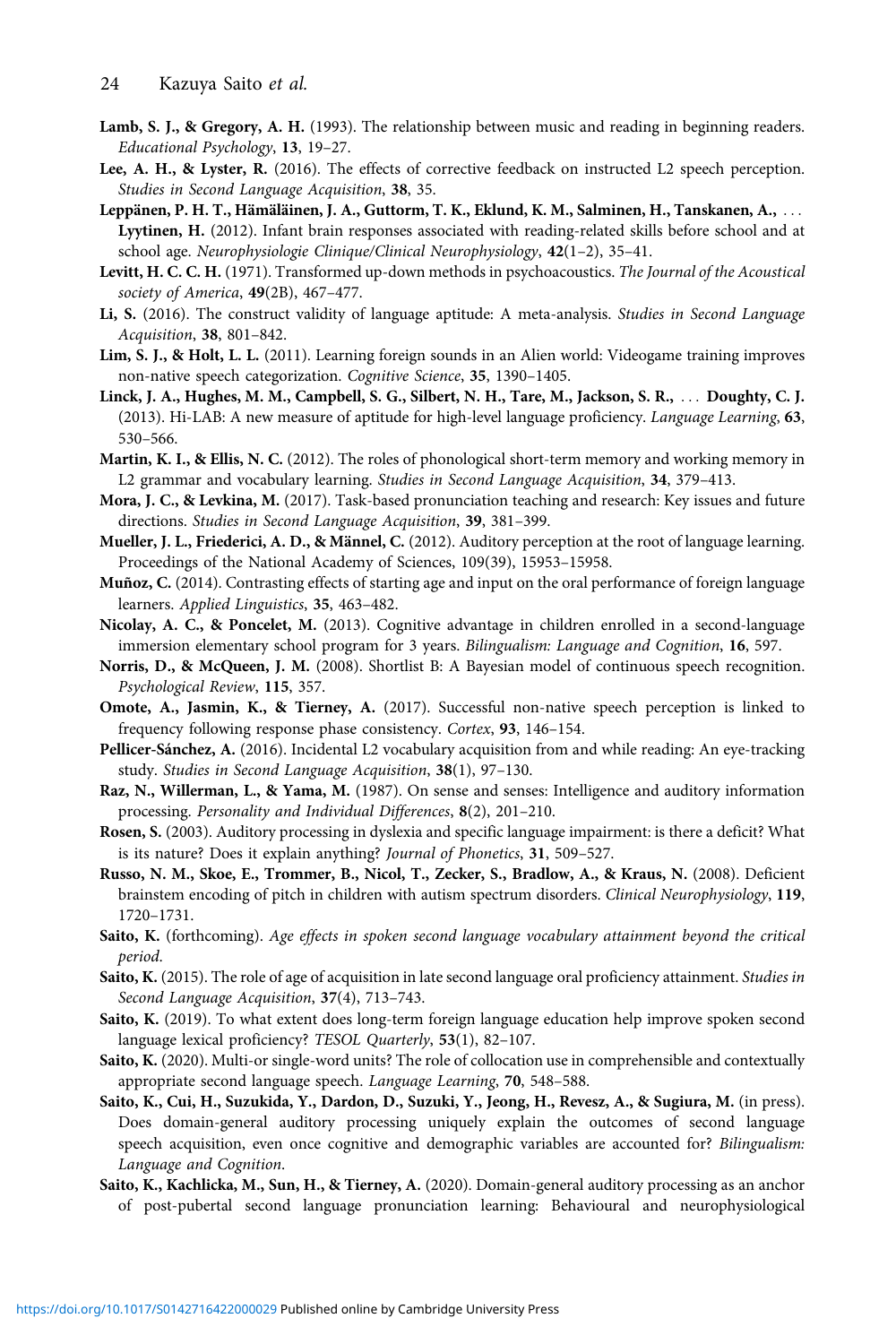**Lamb, S. J., & Gregory, A. H.** (1993). The relationship between music and reading in beginning readers. *Educational Psychology*, **13**, 19–27.

**Lee, A. H., & Lyster, R.** (2016). The effects of corrective feedback on instructed L2 speech perception. *Studies in Second Language Acquisition*, **38**, 35.

**Leppänen, P. H. T., Hämäläinen, J. A., Guttorm, T. K., Eklund, K. M., Salminen, H., Tanskanen, A., … Lyytinen, H.** (2012). Infant brain responses associated with reading-related skills before school and at school age. *Neurophysiologie Clinique/Clinical Neurophysiology*, **42**(1–2), 35–41.

**Levitt, H. C. C. H.** (1971). Transformed up-down methods in psychoacoustics. *The Journal of the Acoustical society of America*, **49**(2B), 467–477.

**Li, S.** (2016). The construct validity of language aptitude: A meta-analysis. *Studies in Second Language Acquisition*, **38**, 801–842.

**Lim, S. J., & Holt, L. L.** (2011). Learning foreign sounds in an Alien world: Videogame training improves non-native speech categorization. *Cognitive Science*, **35**, 1390–1405.

**Linck, J. A., Hughes, M. M., Campbell, S. G., Silbert, N. H., Tare, M., Jackson, S. R., … Doughty, C. J.** (2013). Hi-LAB: A new measure of aptitude for high-level language proficiency. *Language Learning*, **63**, 530–566.

**Martin, K. I., & Ellis, N. C.** (2012). The roles of phonological short-term memory and working memory in L2 grammar and vocabulary learning. *Studies in Second Language Acquisition*, **34**, 379–413.

**Mora, J. C., & Levkina, M.** (2017). Task-based pronunciation teaching and research: Key issues and future directions. *Studies in Second Language Acquisition*, **39**, 381–399.

**Mueller, J. L., Friederici, A. D., & Männel, C.** (2012). Auditory perception at the root of language learning. Proceedings of the National Academy of Sciences, 109(39), 15953–15958.

**Muñoz, C.** (2014). Contrasting effects of starting age and input on the oral performance of foreign language learners. *Applied Linguistics*, **35**, 463–482.

**Nicolay, A. C., & Poncelet, M.** (2013). Cognitive advantage in children enrolled in a second-language immersion elementary school program for 3 years. *Bilingualism: Language and Cognition*, **16**, 597.

**Norris, D., & McQueen, J. M.** (2008). Shortlist B: A Bayesian model of continuous speech recognition. *Psychological Review*, **115**, 357.

**Omote, A., Jasmin, K., & Tierney, A.** (2017). Successful non-native speech perception is linked to frequency following response phase consistency. *Cortex*, **93**, 146–154.

**Pellicer-Sánchez, A.** (2016). Incidental L2 vocabulary acquisition from and while reading: An eye-tracking study. *Studies in Second Language Acquisition*, **38**(1), 97–130.

**Raz, N., Willerman, L., & Yama, M.** (1987). On sense and senses: Intelligence and auditory information processing. *Personality and Individual Differences*, **8**(2), 201–210.

**Rosen, S.** (2003). Auditory processing in dyslexia and specific language impairment: is there a deficit? What is its nature? Does it explain anything? *Journal of Phonetics*, **31**, 509–527.

**Russo, N. M., Skoe, E., Trommer, B., Nicol, T., Zecker, S., Bradlow, A., & Kraus, N.** (2008). Deficient brainstem encoding of pitch in children with autism spectrum disorders. *Clinical Neurophysiology*, **119**, 1720–1731.

**Saito, K.** (forthcoming). *Age effects in spoken second language vocabulary attainment beyond the critical period.*

**Saito, K.** (2015). The role of age of acquisition in late second language oral proficiency attainment. *Studies in Second Language Acquisition*, **37**(4), 713–743.

**Saito, K.** (2019). To what extent does long-term foreign language education help improve spoken second language lexical proficiency? *TESOL Quarterly*, **53**(1), 82–107.

**Saito, K.** (2020). Multi-or single-word units? The role of collocation use in comprehensible and contextually appropriate second language speech. *Language Learning*, **70**, 548–588.

**Saito, K., Cui, H., Suzukida, Y., Dardon, D., Suzuki, Y., Jeong, H., Revesz, A., & Sugiura, M.** (in press). Does domain-general auditory processing uniquely explain the outcomes of second language speech acquisition, even once cognitive and demographic variables are accounted for? *Bilingualism: Language and Cognition*.

**Saito, K., Kachlicka, M., Sun, H., & Tierney, A.** (2020). Domain-general auditory processing as an anchor of post-pubertal second language pronunciation learning: Behavioural and neurophysiological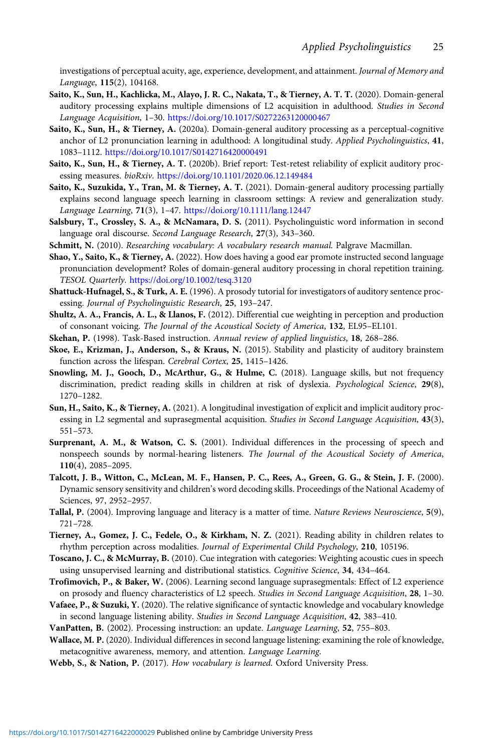investigations of perceptual acuity, age, experience, development, and attainment. *Journal of Memory and Language*, **115**(2), 104168.

**Saito, K., Sun, H., Kachlicka, M., Alayo, J. R. C., Nakata, T., & Tierney, A. T. T.** (2020). Domain-general auditory processing explains multiple dimensions of L2 acquisition in adulthood. *Studies in Second Language Acquisition*, 1–30. https://doi.org/10.1017/S0272263120000467

**Saito, K., Sun, H., & Tierney, A.** (2020a). Domain-general auditory processing as a perceptual-cognitive anchor of L2 pronunciation learning in adulthood: A longitudinal study. *Applied Psycholinguistics*, **41**, 1083–1112. https://doi.org/10.1017/S0142716420000491

**Saito, K., Sun, H., & Tierney, A. T.** (2020b). Brief report: Test-retest reliability of explicit auditory processing measures. *bioRxiv*. https://doi.org/10.1101/2020.06.12.149484

**Saito, K., Suzukida, Y., Tran, M. & Tierney, A. T.** (2021). Domain-general auditory processing partially explains second language speech learning in classroom settings: A review and generalization study. *Language Learning*, **71**(3), 1–47. https://doi.org/10.1111/lang.12447

**Salsbury, T., Crossley, S. A., & McNamara, D. S.** (2011). Psycholinguistic word information in second language oral discourse. *Second Language Research*, **27**(3), 343–360.

**Schmitt, N.** (2010). *Researching vocabulary: A vocabulary research manual*. Palgrave Macmillan.

**Shao, Y., Saito, K., & Tierney, A.** (2022). How does having a good ear promote instructed second language pronunciation development? Roles of domain-general auditory processing in choral repetition training. *TESOL Quarterly*. https://doi.org/10.1002/tesq.3120

**Shattuck-Hufnagel, S., & Turk, A. E.** (1996). A prosody tutorial for investigators of auditory sentence processing. *Journal of Psycholinguistic Research*, **25**, 193–247.

**Shultz, A. A., Francis, A. L., & Llanos, F.** (2012). Differential cue weighting in perception and production of consonant voicing. *The Journal of the Acoustical Society of America*, **132**, EL95–EL101.

**Skehan, P.** (1998). Task-Based instruction. *Annual review of applied linguistics*, **18**, 268–286.

**Skoe, E., Krizman, J., Anderson, S., & Kraus, N.** (2015). Stability and plasticity of auditory brainstem function across the lifespan. *Cerebral Cortex*, **25**, 1415–1426.

**Snowling, M. J., Gooch, D., McArthur, G., & Hulme, C.** (2018). Language skills, but not frequency discrimination, predict reading skills in children at risk of dyslexia. *Psychological Science*, **29**(8), 1270–1282.

**Sun, H., Saito, K., & Tierney, A.** (2021). A longitudinal investigation of explicit and implicit auditory processing in L2 segmental and suprasegmental acquisition. *Studies in Second Language Acquisition*, **43**(3), 551–573.

**Surprenant, A. M., & Watson, C. S.** (2001). Individual differences in the processing of speech and nonspeech sounds by normal-hearing listeners. *The Journal of the Acoustical Society of America*, **110**(4), 2085–2095.

**Talcott, J. B., Witton, C., McLean, M. F., Hansen, P. C., Rees, A., Green, G. G., & Stein, J. F.** (2000). Dynamic sensory sensitivity and children's word decoding skills. Proceedings of the National Academy of Sciences, 97, 2952–2957.

**Tallal, P.** (2004). Improving language and literacy is a matter of time. *Nature Reviews Neuroscience*, **5**(9), 721–728.

**Tierney, A., Gomez, J. C., Fedele, O., & Kirkham, N. Z.** (2021). Reading ability in children relates to rhythm perception across modalities. *Journal of Experimental Child Psychology*, **210**, 105196.

**Toscano, J. C., & McMurray, B.** (2010). Cue integration with categories: Weighting acoustic cues in speech using unsupervised learning and distributional statistics. *Cognitive Science*, **34**, 434–464.

**Trofimovich, P., & Baker, W.** (2006). Learning second language suprasegmentals: Effect of L2 experience on prosody and fluency characteristics of L2 speech. *Studies in Second Language Acquisition*, **28**, 1–30.

**Vafaee, P., & Suzuki, Y.** (2020). The relative significance of syntactic knowledge and vocabulary knowledge in second language listening ability. *Studies in Second Language Acquisition*, **42**, 383–410.

**VanPatten, B.** (2002). Processing instruction: an update. *Language Learning*, **52**, 755–803.

**Wallace, M. P.** (2020). Individual differences in second language listening: examining the role of knowledge, metacognitive awareness, memory, and attention. *Language Learning*.

**Webb, S., & Nation, P.** (2017). *How vocabulary is learned*. Oxford University Press.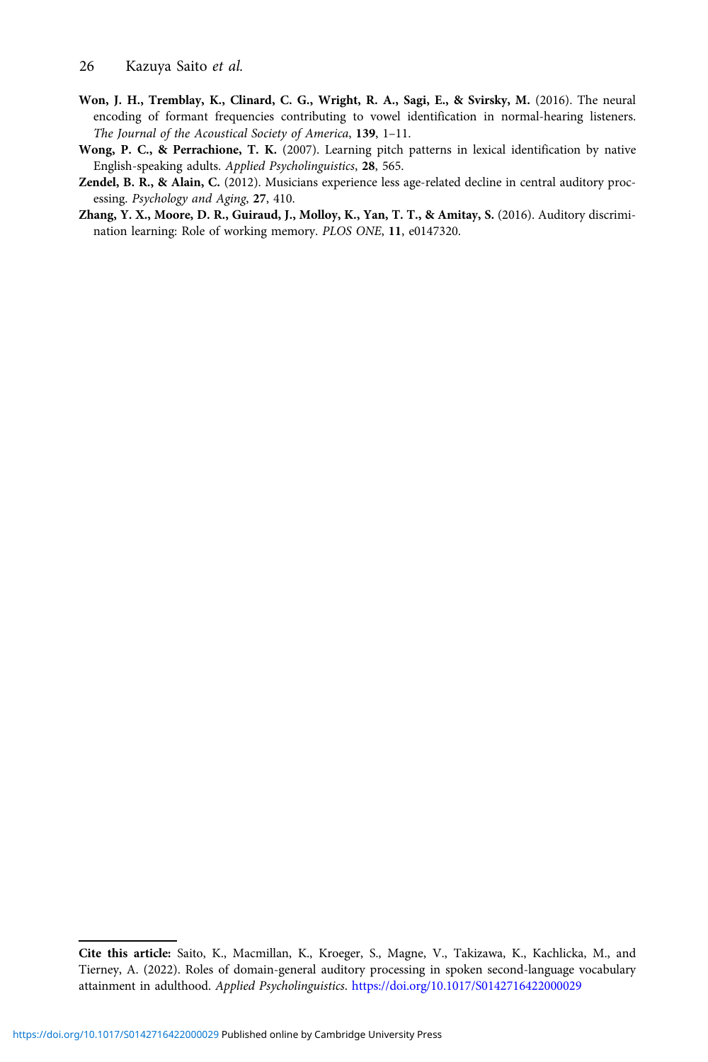**Won, J. H., Tremblay, K., Clinard, C. G., Wright, R. A., Sagi, E., & Svirsky, M.** (2016). The neural encoding of formant frequencies contributing to vowel identification in normal-hearing listeners. *The Journal of the Acoustical Society of America*, **139**, 1–11.

**Wong, P. C., & Perrachione, T. K.** (2007). Learning pitch patterns in lexical identification by native English-speaking adults. *Applied Psycholinguistics*, **28**, 565.

**Zendel, B. R., & Alain, C.** (2012). Musicians experience less age-related decline in central auditory processing. *Psychology and Aging*, **27**, 410.

**Zhang, Y. X., Moore, D. R., Guiraud, J., Molloy, K., Yan, T. T., & Amitay, S.** (2016). Auditory discrimination learning: Role of working memory. *PLOS ONE*, **11**, e0147320.

---

**Cite this article:** Saito, K., Macmillan, K., Kroeger, S., Magne, V., Takizawa, K., Kachlicka, M., and Tierney, A. (2022). Roles of domain-general auditory processing in spoken second-language vocabulary attainment in adulthood. *Applied Psycholinguistics*. https://doi.org/10.1017/S0142716422000029